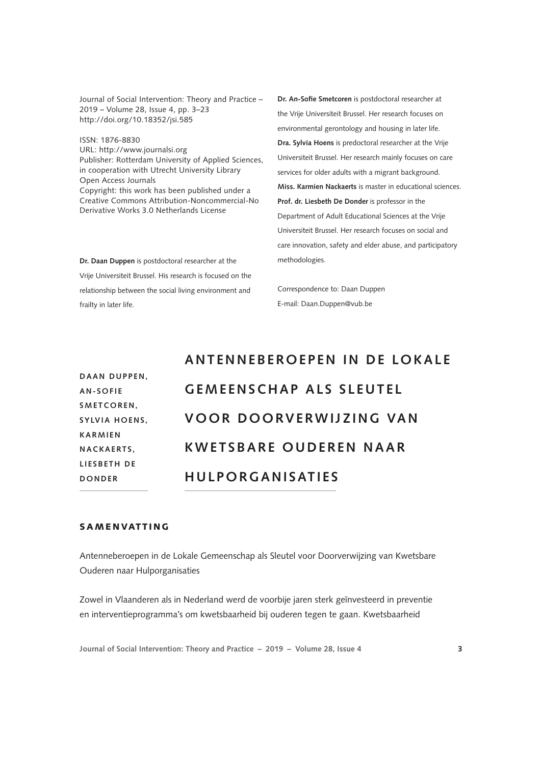Journal of Social Intervention: Theory and Practice – 2019 – Volume 28, Issue 4, pp. 3–23
http://doi.org/10.18352/jsi.585

ISSN: 1876-8830
URL: http://www.journalsi.org
Publisher: Rotterdam University of Applied Sciences, in cooperation with Utrecht University Library Open Access Journals
Copyright: this work has been published under a Creative Commons Attribution-Noncommercial-No Derivative Works 3.0 Netherlands License

**Dr. Daan Duppen** is postdoctoral researcher at the Vrije Universiteit Brussel. His research is focused on the relationship between the social living environment and frailty in later life.

**Dr. An-Sofie Smetcoren** is postdoctoral researcher at the Vrije Universiteit Brussel. Her research focuses on environmental gerontology and housing in later life.

**Dra. Sylvia Hoens** is predoctoral researcher at the Vrije Universiteit Brussel. Her research mainly focuses on care services for older adults with a migrant background.

**Miss. Karmien Nackaerts** is master in educational sciences.

**Prof. dr. Liesbeth De Donder** is professor in the Department of Adult Educational Sciences at the Vrije Universiteit Brussel. Her research focuses on social and care innovation, safety and elder abuse, and participatory methodologies.

Correspondence to: Daan Duppen
E-mail: Daan.Duppen@vub.be

DAAN DUPPEN, AN-SOFIE SMETCOREN, SYLVIA HOENS, KARMIEN NACKAERTS, LIESBETH DE DONDER

# ANTENNEBEROEPEN IN DE LOKALE GEMEENSCHAP ALS SLEUTEL VOOR DOORVERWIJZING VAN KWETSBARE OUDEREN NAAR HULPORGANISATIES

## SAMENVATTING

Antenneberoepen in de Lokale Gemeenschap als Sleutel voor Doorverwijzing van Kwetsbare Ouderen naar Hulporganisaties

Zowel in Vlaanderen als in Nederland werd de voorbije jaren sterk geïnvesteerd in preventie en interventieprogramma's om kwetsbaarheid bij ouderen tegen te gaan. Kwetsbaarheid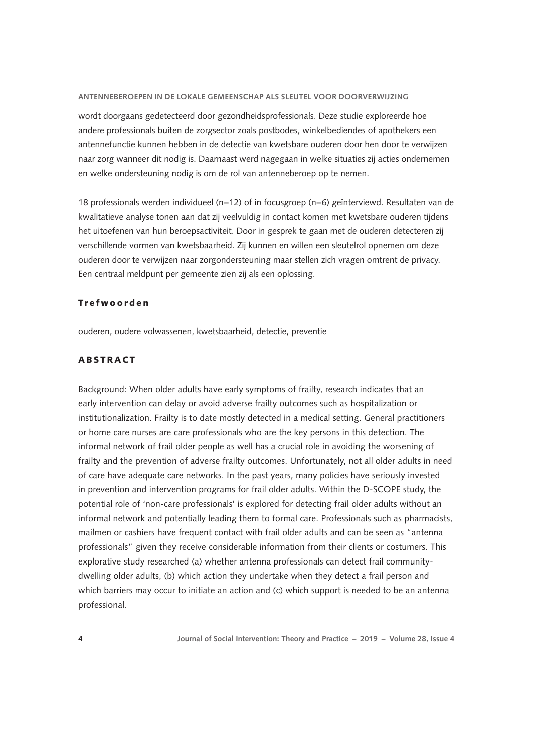wordt doorgaans gedetecteerd door gezondheidsprofessionals. Deze studie exploreerde hoe andere professionals buiten de zorgsector zoals postbodes, winkelbediendes of apothekers een antennefunctie kunnen hebben in de detectie van kwetsbare ouderen door hen door te verwijzen naar zorg wanneer dit nodig is. Daarnaast werd nagegaan in welke situaties zij acties ondernemen en welke ondersteuning nodig is om de rol van antenneberoep op te nemen.

18 professionals werden individueel (n=12) of in focusgroep (n=6) geïnterviewd. Resultaten van de kwalitatieve analyse tonen aan dat zij veelvuldig in contact komen met kwetsbare ouderen tijdens het uitoefenen van hun beroepsactiviteit. Door in gesprek te gaan met de ouderen detecteren zij verschillende vormen van kwetsbaarheid. Zij kunnen en willen een sleutelrol opnemen om deze ouderen door te verwijzen naar zorgondersteuning maar stellen zich vragen omtrent de privacy. Een centraal meldpunt per gemeente zien zij als een oplossing.

### Trefwoorden

ouderen, oudere volwassenen, kwetsbaarheid, detectie, preventie

## ABSTRACT

Background: When older adults have early symptoms of frailty, research indicates that an early intervention can delay or avoid adverse frailty outcomes such as hospitalization or institutionalization. Frailty is to date mostly detected in a medical setting. General practitioners or home care nurses are care professionals who are the key persons in this detection. The informal network of frail older people as well has a crucial role in avoiding the worsening of frailty and the prevention of adverse frailty outcomes. Unfortunately, not all older adults in need of care have adequate care networks. In the past years, many policies have seriously invested in prevention and intervention programs for frail older adults. Within the D-SCOPE study, the potential role of 'non-care professionals' is explored for detecting frail older adults without an informal network and potentially leading them to formal care. Professionals such as pharmacists, mailmen or cashiers have frequent contact with frail older adults and can be seen as "antenna professionals" given they receive considerable information from their clients or costumers. This explorative study researched (a) whether antenna professionals can detect frail community-dwelling older adults, (b) which action they undertake when they detect a frail person and which barriers may occur to initiate an action and (c) which support is needed to be an antenna professional.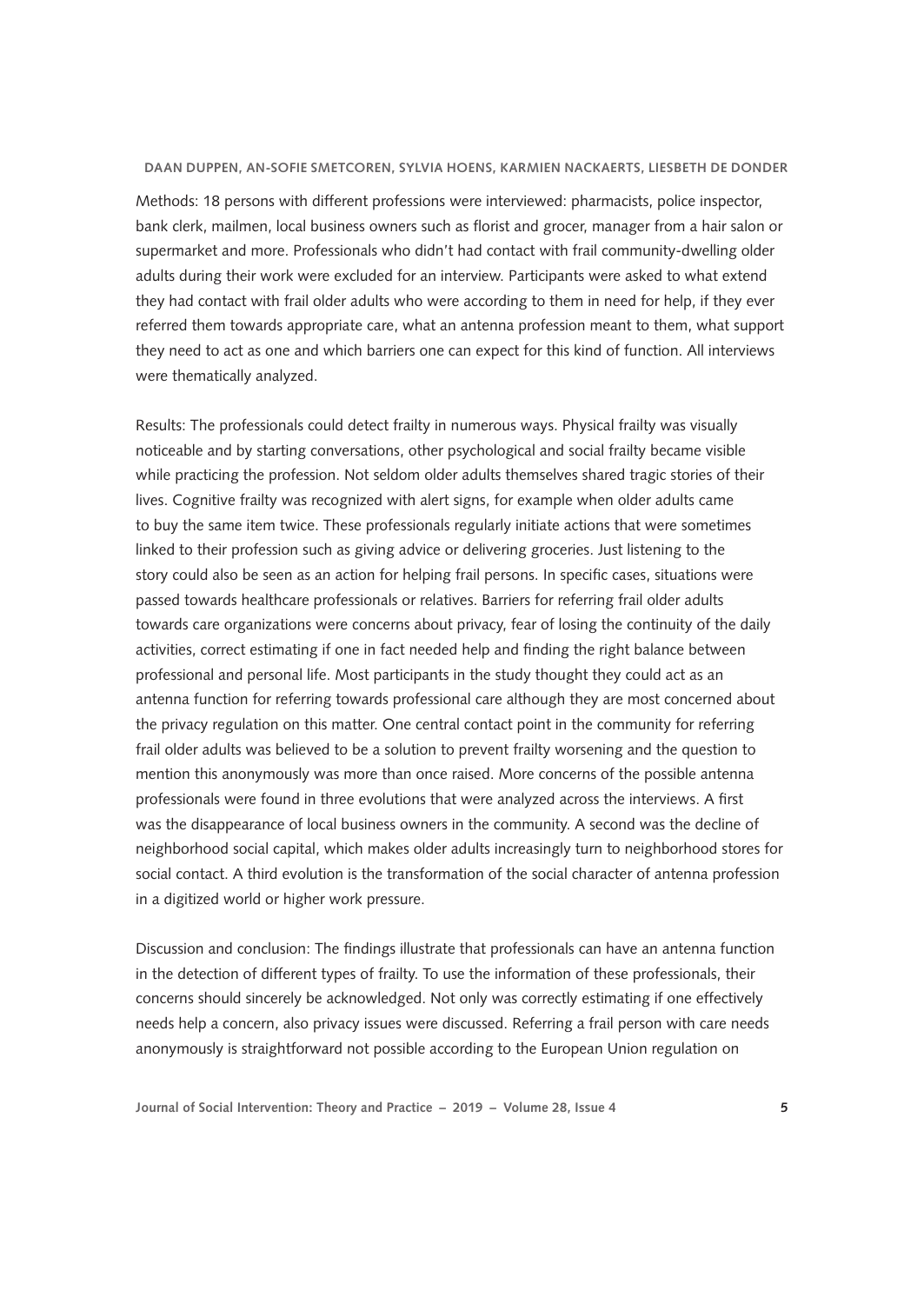Methods: 18 persons with different professions were interviewed: pharmacists, police inspector, bank clerk, mailmen, local business owners such as florist and grocer, manager from a hair salon or supermarket and more. Professionals who didn't had contact with frail community-dwelling older adults during their work were excluded for an interview. Participants were asked to what extend they had contact with frail older adults who were according to them in need for help, if they ever referred them towards appropriate care, what an antenna profession meant to them, what support they need to act as one and which barriers one can expect for this kind of function. All interviews were thematically analyzed.

Results: The professionals could detect frailty in numerous ways. Physical frailty was visually noticeable and by starting conversations, other psychological and social frailty became visible while practicing the profession. Not seldom older adults themselves shared tragic stories of their lives. Cognitive frailty was recognized with alert signs, for example when older adults came to buy the same item twice. These professionals regularly initiate actions that were sometimes linked to their profession such as giving advice or delivering groceries. Just listening to the story could also be seen as an action for helping frail persons. In specific cases, situations were passed towards healthcare professionals or relatives. Barriers for referring frail older adults towards care organizations were concerns about privacy, fear of losing the continuity of the daily activities, correct estimating if one in fact needed help and finding the right balance between professional and personal life. Most participants in the study thought they could act as an antenna function for referring towards professional care although they are most concerned about the privacy regulation on this matter. One central contact point in the community for referring frail older adults was believed to be a solution to prevent frailty worsening and the question to mention this anonymously was more than once raised. More concerns of the possible antenna professionals were found in three evolutions that were analyzed across the interviews. A first was the disappearance of local business owners in the community. A second was the decline of neighborhood social capital, which makes older adults increasingly turn to neighborhood stores for social contact. A third evolution is the transformation of the social character of antenna profession in a digitized world or higher work pressure.

Discussion and conclusion: The findings illustrate that professionals can have an antenna function in the detection of different types of frailty. To use the information of these professionals, their concerns should sincerely be acknowledged. Not only was correctly estimating if one effectively needs help a concern, also privacy issues were discussed. Referring a frail person with care needs anonymously is straightforward not possible according to the European Union regulation on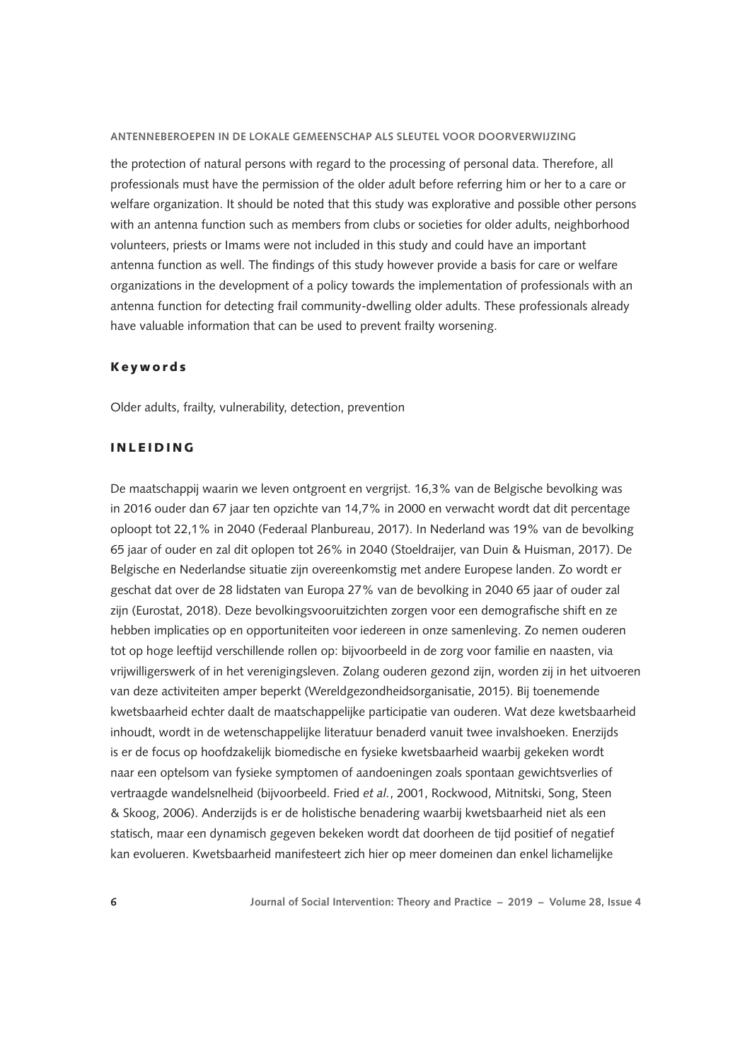the protection of natural persons with regard to the processing of personal data. Therefore, all professionals must have the permission of the older adult before referring him or her to a care or welfare organization. It should be noted that this study was explorative and possible other persons with an antenna function such as members from clubs or societies for older adults, neighborhood volunteers, priests or Imams were not included in this study and could have an important antenna function as well. The findings of this study however provide a basis for care or welfare organizations in the development of a policy towards the implementation of professionals with an antenna function for detecting frail community-dwelling older adults. These professionals already have valuable information that can be used to prevent frailty worsening.

## Keywords

Older adults, frailty, vulnerability, detection, prevention

## INLEIDING

De maatschappij waarin we leven ontgroent en vergrijst. 16,3% van de Belgische bevolking was in 2016 ouder dan 67 jaar ten opzichte van 14,7% in 2000 en verwacht wordt dat dit percentage oploopt tot 22,1% in 2040 (Federaal Planbureau, 2017). In Nederland was 19% van de bevolking 65 jaar of ouder en zal dit oplopen tot 26% in 2040 (Stoeldraijer, van Duin & Huisman, 2017). De Belgische en Nederlandse situatie zijn overeenkomstig met andere Europese landen. Zo wordt er geschat dat over de 28 lidstaten van Europa 27% van de bevolking in 2040 65 jaar of ouder zal zijn (Eurostat, 2018). Deze bevolkingsvooruitzichten zorgen voor een demografische shift en ze hebben implicaties op en opportuniteiten voor iedereen in onze samenleving. Zo nemen ouderen tot op hoge leeftijd verschillende rollen op: bijvoorbeeld in de zorg voor familie en naasten, via vrijwilligerswerk of in het verenigingsleven. Zolang ouderen gezond zijn, worden zij in het uitvoeren van deze activiteiten amper beperkt (Wereldgezondheidsorganisatie, 2015). Bij toenemende kwetsbaarheid echter daalt de maatschappelijke participatie van ouderen. Wat deze kwetsbaarheid inhoudt, wordt in de wetenschappelijke literatuur benaderd vanuit twee invalshoeken. Enerzijds is er de focus op hoofdzakelijk biomedische en fysieke kwetsbaarheid waarbij gekeken wordt naar een optelsom van fysieke symptomen of aandoeningen zoals spontaan gewichtsverlies of vertraagde wandelsnelheid (bijvoorbeeld. Fried *et al.*, 2001, Rockwood, Mitnitski, Song, Steen & Skoog, 2006). Anderzijds is er de holistische benadering waarbij kwetsbaarheid niet als een statisch, maar een dynamisch gegeven bekeken wordt dat doorheen de tijd positief of negatief kan evolueren. Kwetsbaarheid manifesteert zich hier op meer domeinen dan enkel lichamelijke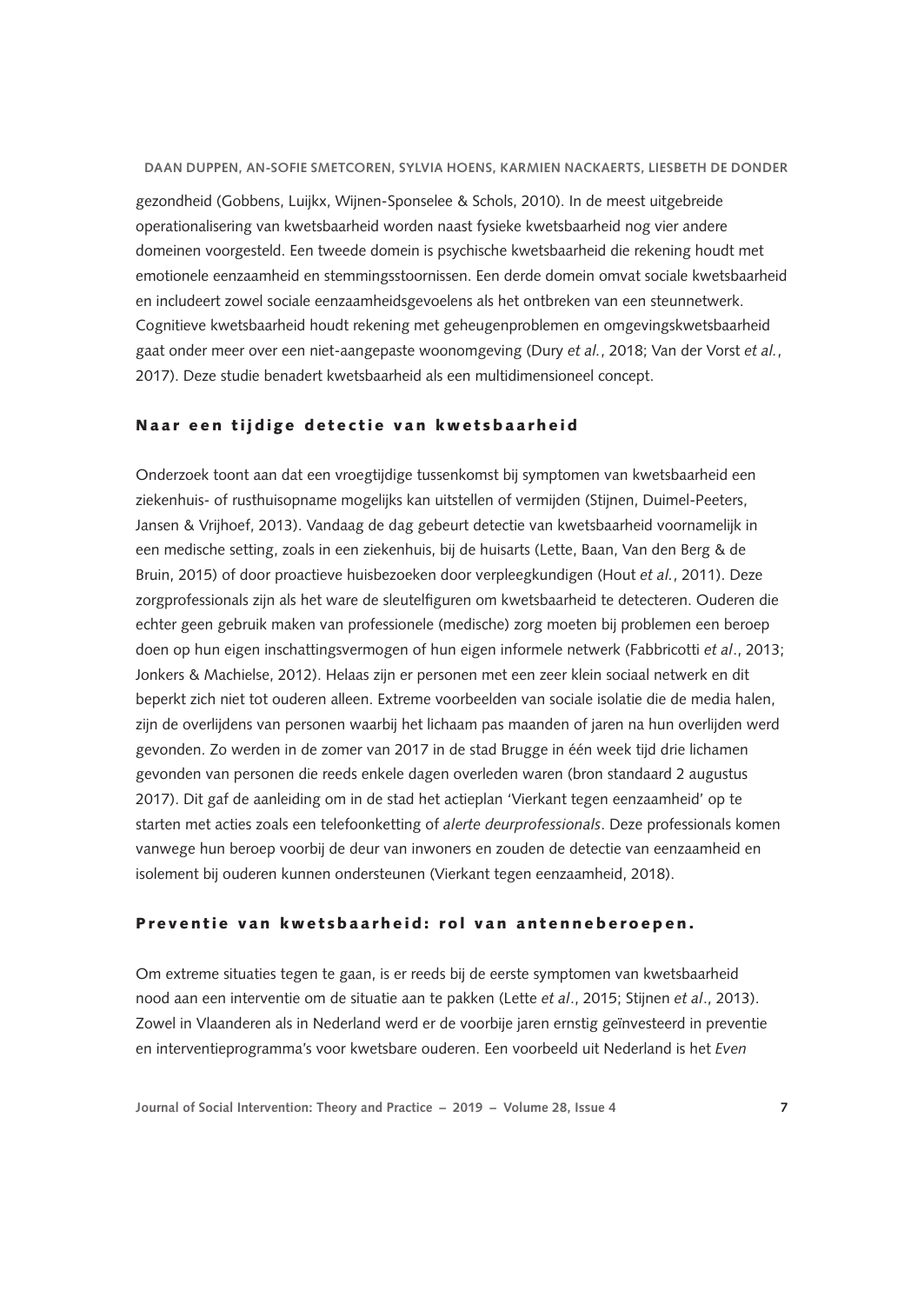gezondheid (Gobbens, Luijkx, Wijnen-Sponselee & Schols, 2010). In de meest uitgebreide operationalisering van kwetsbaarheid worden naast fysieke kwetsbaarheid nog vier andere domeinen voorgesteld. Een tweede domein is psychische kwetsbaarheid die rekening houdt met emotionele eenzaamheid en stemmingsstoornissen. Een derde domein omvat sociale kwetsbaarheid en includeert zowel sociale eenzaamheidsgevoelens als het ontbreken van een steunnetwerk. Cognitieve kwetsbaarheid houdt rekening met geheugenproblemen en omgevingskwetsbaarheid gaat onder meer over een niet-aangepaste woonomgeving (Dury *et al.*, 2018; Van der Vorst *et al.*, 2017). Deze studie benadert kwetsbaarheid als een multidimensioneel concept.

## Naar een tijdige detectie van kwetsbaarheid

Onderzoek toont aan dat een vroegtijdige tussenkomst bij symptomen van kwetsbaarheid een ziekenhuis- of rusthuisopname mogelijks kan uitstellen of vermijden (Stijnen, Duimel-Peeters, Jansen & Vrijhoef, 2013). Vandaag de dag gebeurt detectie van kwetsbaarheid voornamelijk in een medische setting, zoals in een ziekenhuis, bij de huisarts (Lette, Baan, Van den Berg & de Bruin, 2015) of door proactieve huisbezoeken door verpleegkundigen (Hout *et al.*, 2011). Deze zorgprofessionals zijn als het ware de sleutelfiguren om kwetsbaarheid te detecteren. Ouderen die echter geen gebruik maken van professionele (medische) zorg moeten bij problemen een beroep doen op hun eigen inschattingsvermogen of hun eigen informele netwerk (Fabbricotti *et al*., 2013; Jonkers & Machielse, 2012). Helaas zijn er personen met een zeer klein sociaal netwerk en dit beperkt zich niet tot ouderen alleen. Extreme voorbeelden van sociale isolatie die de media halen, zijn de overlijdens van personen waarbij het lichaam pas maanden of jaren na hun overlijden werd gevonden. Zo werden in de zomer van 2017 in de stad Brugge in één week tijd drie lichamen gevonden van personen die reeds enkele dagen overleden waren (bron standaard 2 augustus 2017). Dit gaf de aanleiding om in de stad het actieplan 'Vierkant tegen eenzaamheid' op te starten met acties zoals een telefoonketting of *alerte deurprofessionals*. Deze professionals komen vanwege hun beroep voorbij de deur van inwoners en zouden de detectie van eenzaamheid en isolement bij ouderen kunnen ondersteunen (Vierkant tegen eenzaamheid, 2018).

## Preventie van kwetsbaarheid: rol van antenneberoepen.

Om extreme situaties tegen te gaan, is er reeds bij de eerste symptomen van kwetsbaarheid nood aan een interventie om de situatie aan te pakken (Lette *et al*., 2015; Stijnen *et al*., 2013). Zowel in Vlaanderen als in Nederland werd er de voorbije jaren ernstig geïnvesteerd in preventie en interventieprogramma's voor kwetsbare ouderen. Een voorbeeld uit Nederland is het *Even*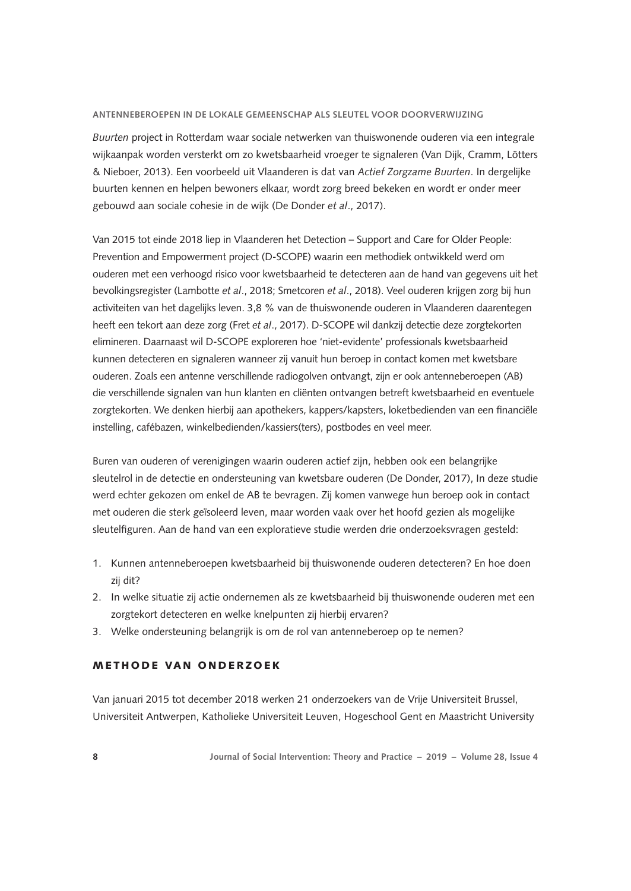*Buurten* project in Rotterdam waar sociale netwerken van thuiswonende ouderen via een integrale wijkaanpak worden versterkt om zo kwetsbaarheid vroeger te signaleren (Van Dijk, Cramm, Lötters & Nieboer, 2013). Een voorbeeld uit Vlaanderen is dat van *Actief Zorgzame Buurten*. In dergelijke buurten kennen en helpen bewoners elkaar, wordt zorg breed bekeken en wordt er onder meer gebouwd aan sociale cohesie in de wijk (De Donder *et al*., 2017).

Van 2015 tot einde 2018 liep in Vlaanderen het Detection – Support and Care for Older People: Prevention and Empowerment project (D-SCOPE) waarin een methodiek ontwikkeld werd om ouderen met een verhoogd risico voor kwetsbaarheid te detecteren aan de hand van gegevens uit het bevolkingsregister (Lambotte *et al*., 2018; Smetcoren *et al*., 2018). Veel ouderen krijgen zorg bij hun activiteiten van het dagelijks leven. 3,8 % van de thuiswonende ouderen in Vlaanderen daarentegen heeft een tekort aan deze zorg (Fret *et al*., 2017). D-SCOPE wil dankzij detectie deze zorgtekorten elimineren. Daarnaast wil D-SCOPE exploreren hoe 'niet-evidente' professionals kwetsbaarheid kunnen detecteren en signaleren wanneer zij vanuit hun beroep in contact komen met kwetsbare ouderen. Zoals een antenne verschillende radiogolven ontvangt, zijn er ook antenneberoepen (AB) die verschillende signalen van hun klanten en cliënten ontvangen betreft kwetsbaarheid en eventuele zorgtekorten. We denken hierbij aan apothekers, kappers/kapsters, loketbedienden van een financiële instelling, cafébazen, winkelbedienden/kassiers(ters), postbodes en veel meer.

Buren van ouderen of verenigingen waarin ouderen actief zijn, hebben ook een belangrijke sleutelrol in de detectie en ondersteuning van kwetsbare ouderen (De Donder, 2017), In deze studie werd echter gekozen om enkel de AB te bevragen. Zij komen vanwege hun beroep ook in contact met ouderen die sterk geïsoleerd leven, maar worden vaak over het hoofd gezien als mogelijke sleutelfiguren. Aan de hand van een exploratieve studie werden drie onderzoeksvragen gesteld:

1. Kunnen antenneberoepen kwetsbaarheid bij thuiswonende ouderen detecteren? En hoe doen zij dit?
2. In welke situatie zij actie ondernemen als ze kwetsbaarheid bij thuiswonende ouderen met een zorgtekort detecteren en welke knelpunten zij hierbij ervaren?
3. Welke ondersteuning belangrijk is om de rol van antenneberoep op te nemen?

## METHODE VAN ONDERZOEK

Van januari 2015 tot december 2018 werken 21 onderzoekers van de Vrije Universiteit Brussel, Universiteit Antwerpen, Katholieke Universiteit Leuven, Hogeschool Gent en Maastricht University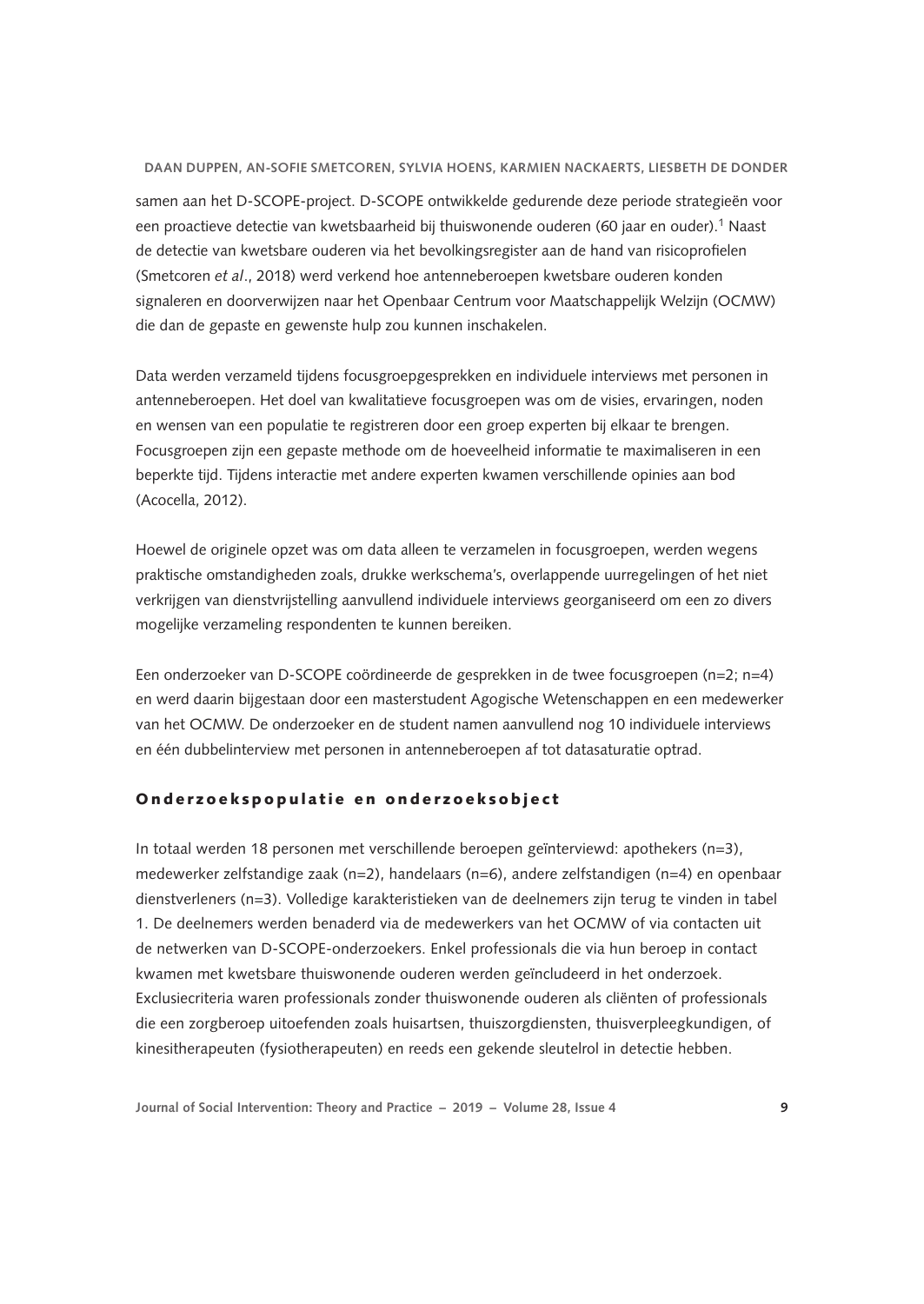samen aan het D-SCOPE-project. D-SCOPE ontwikkelde gedurende deze periode strategieën voor een proactieve detectie van kwetsbaarheid bij thuiswonende ouderen (60 jaar en ouder).[1] Naast de detectie van kwetsbare ouderen via het bevolkingsregister aan de hand van risicoprofielen (Smetcoren *et al*., 2018) werd verkend hoe antenneberoepen kwetsbare ouderen konden signaleren en doorverwijzen naar het Openbaar Centrum voor Maatschappelijk Welzijn (OCMW) die dan de gepaste en gewenste hulp zou kunnen inschakelen.

Data werden verzameld tijdens focusgroepgesprekken en individuele interviews met personen in antenneberoepen. Het doel van kwalitatieve focusgroepen was om de visies, ervaringen, noden en wensen van een populatie te registreren door een groep experten bij elkaar te brengen. Focusgroepen zijn een gepaste methode om de hoeveelheid informatie te maximaliseren in een beperkte tijd. Tijdens interactie met andere experten kwamen verschillende opinies aan bod (Acocella, 2012).

Hoewel de originele opzet was om data alleen te verzamelen in focusgroepen, werden wegens praktische omstandigheden zoals, drukke werkschema's, overlappende uurregelingen of het niet verkrijgen van dienstvrijstelling aanvullend individuele interviews georganiseerd om een zo divers mogelijke verzameling respondenten te kunnen bereiken.

Een onderzoeker van D-SCOPE coördineerde de gesprekken in de twee focusgroepen (n=2; n=4) en werd daarin bijgestaan door een masterstudent Agogische Wetenschappen en een medewerker van het OCMW. De onderzoeker en de student namen aanvullend nog 10 individuele interviews en één dubbelinterview met personen in antenneberoepen af tot datasaturatie optrad.

## Onderzoekspopulatie en onderzoeksobject

In totaal werden 18 personen met verschillende beroepen geïnterviewd: apothekers (n=3), medewerker zelfstandige zaak (n=2), handelaars (n=6), andere zelfstandigen (n=4) en openbaar dienstverleners (n=3). Volledige karakteristieken van de deelnemers zijn terug te vinden in tabel 1. De deelnemers werden benaderd via de medewerkers van het OCMW of via contacten uit de netwerken van D-SCOPE-onderzoekers. Enkel professionals die via hun beroep in contact kwamen met kwetsbare thuiswonende ouderen werden geïncludeerd in het onderzoek. Exclusiecriteria waren professionals zonder thuiswonende ouderen als cliënten of professionals die een zorgberoep uitoefenden zoals huisartsen, thuiszorgdiensten, thuisverpleegkundigen, of kinesitherapeuten (fysiotherapeuten) en reeds een gekende sleutelrol in detectie hebben.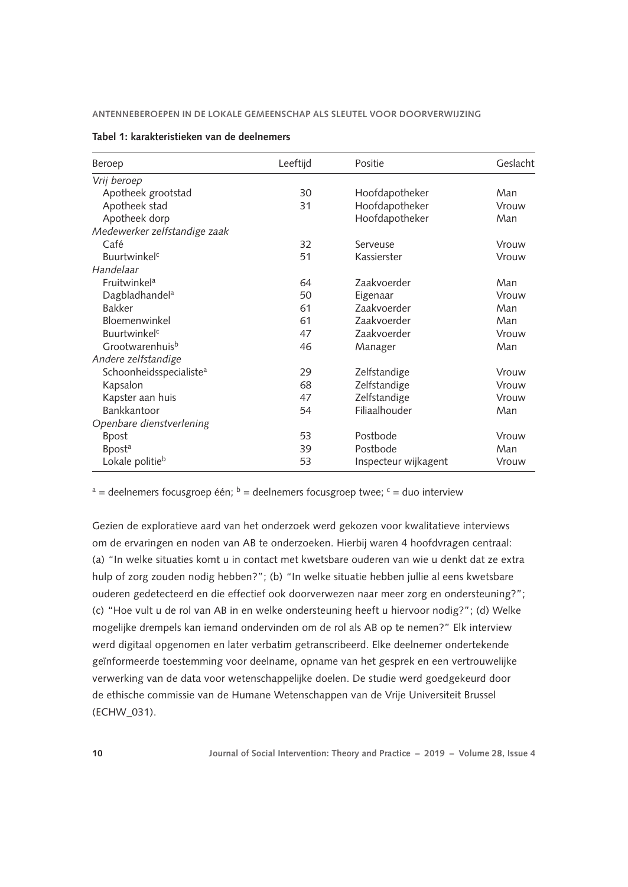**Tabel 1: karakteristieken van de deelnemers**

| Beroep | Leeftijd | Positie | Geslacht |
|---|---|---|---|
| *Vrij beroep* | | | |
| Apotheek grootstad | 30 | Hoofdapotheker | Man |
| Apotheek stad | 31 | Hoofdapotheker | Vrouw |
| Apotheek dorp | | Hoofdapotheker | Man |
| *Medewerker zelfstandige zaak* | | | |
| Café | 32 | Serveuse | Vrouw |
| Buurtwinkel[c] | 51 | Kassierster | Vrouw |
| *Handelaar* | | | |
| Fruitwinkel[a] | 64 | Zaakvoerder | Man |
| Dagbladhandel[a] | 50 | Eigenaar | Vrouw |
| Bakker | 61 | Zaakvoerder | Man |
| Bloemenwinkel | 61 | Zaakvoerder | Man |
| Buurtwinkel[c] | 47 | Zaakvoerder | Vrouw |
| Grootwarenhuis[b] | 46 | Manager | Man |
| *Andere zelfstandige* | | | |
| Schoonheidsspecialiste[a] | 29 | Zelfstandige | Vrouw |
| Kapsalon | 68 | Zelfstandige | Vrouw |
| Kapster aan huis | 47 | Zelfstandige | Vrouw |
| Bankkantoor | 54 | Filiaalhouder | Man |
| *Openbare dienstverlening* | | | |
| Bpost | 53 | Postbode | Vrouw |
| Bpost[a] | 39 | Postbode | Man |
| Lokale politie[b] | 53 | Inspecteur wijkagent | Vrouw |

[a] = deelnemers focusgroep één; [b] = deelnemers focusgroep twee; [c] = duo interview

Gezien de exploratieve aard van het onderzoek werd gekozen voor kwalitatieve interviews om de ervaringen en noden van AB te onderzoeken. Hierbij waren 4 hoofdvragen centraal: (a) "In welke situaties komt u in contact met kwetsbare ouderen van wie u denkt dat ze extra hulp of zorg zouden nodig hebben?"; (b) "In welke situatie hebben jullie al eens kwetsbare ouderen gedetecteerd en die effectief ook doorverwezen naar meer zorg en ondersteuning?"; (c) "Hoe vult u de rol van AB in en welke ondersteuning heeft u hiervoor nodig?"; (d) Welke mogelijke drempels kan iemand ondervinden om de rol als AB op te nemen?" Elk interview werd digitaal opgenomen en later verbatim getranscribeerd. Elke deelnemer ondertekende geïnformeerde toestemming voor deelname, opname van het gesprek en een vertrouwelijke verwerking van de data voor wetenschappelijke doelen. De studie werd goedgekeurd door de ethische commissie van de Humane Wetenschappen van de Vrije Universiteit Brussel (ECHW_031).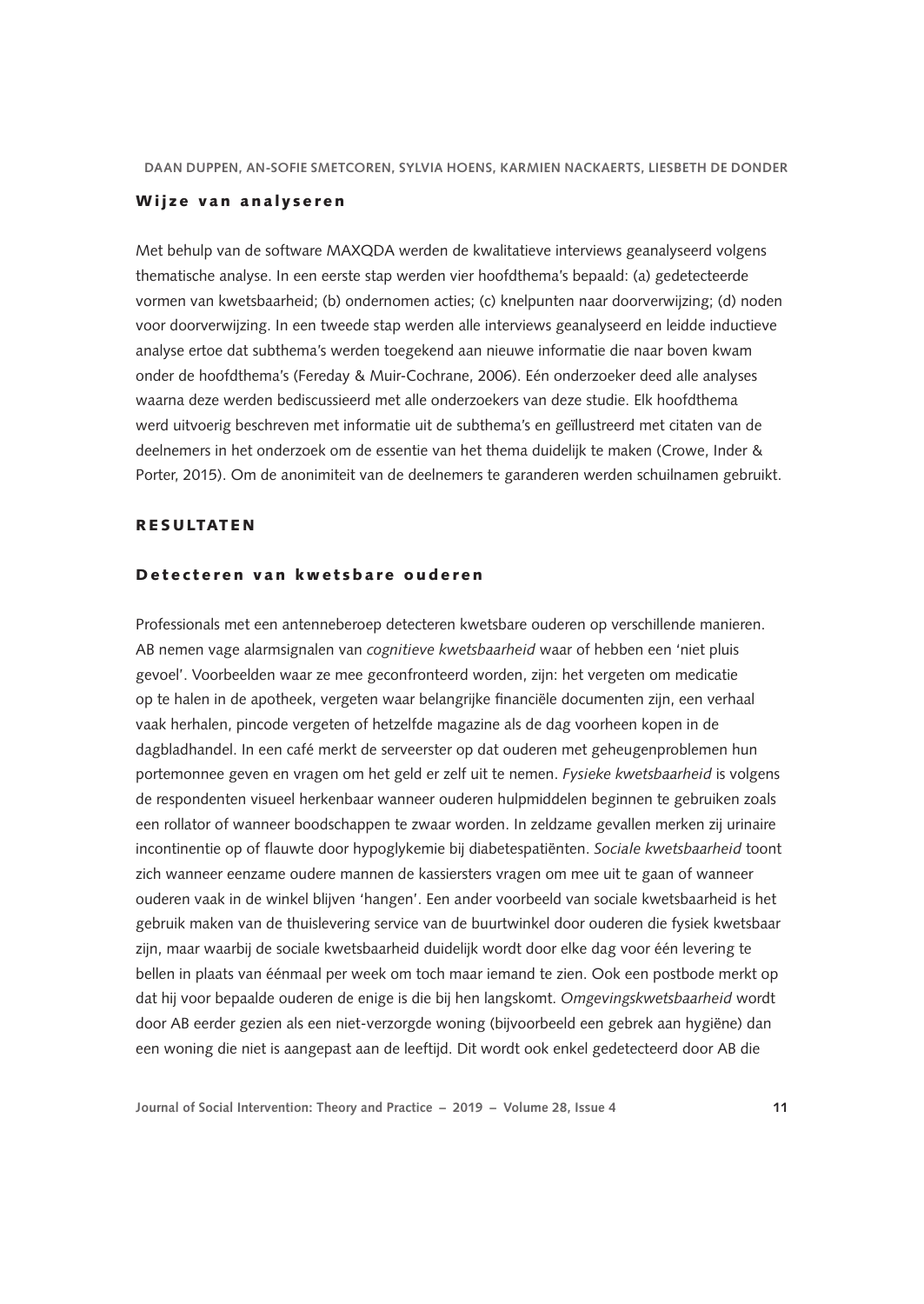### Wijze van analyseren

Met behulp van de software MAXQDA werden de kwalitatieve interviews geanalyseerd volgens thematische analyse. In een eerste stap werden vier hoofdthema's bepaald: (a) gedetecteerde vormen van kwetsbaarheid; (b) ondernomen acties; (c) knelpunten naar doorverwijzing; (d) noden voor doorverwijzing. In een tweede stap werden alle interviews geanalyseerd en leidde inductieve analyse ertoe dat subthema's werden toegekend aan nieuwe informatie die naar boven kwam onder de hoofdthema's (Fereday & Muir-Cochrane, 2006). Eén onderzoeker deed alle analyses waarna deze werden bediscussieerd met alle onderzoekers van deze studie. Elk hoofdthema werd uitvoerig beschreven met informatie uit de subthema's en geïllustreerd met citaten van de deelnemers in het onderzoek om de essentie van het thema duidelijk te maken (Crowe, Inder & Porter, 2015). Om de anonimiteit van de deelnemers te garanderen werden schuilnamen gebruikt.

## RESULTATEN

### Detecteren van kwetsbare ouderen

Professionals met een antenneberoep detecteren kwetsbare ouderen op verschillende manieren. AB nemen vage alarmsignalen van *cognitieve kwetsbaarheid* waar of hebben een 'niet pluis gevoel'. Voorbeelden waar ze mee geconfronteerd worden, zijn: het vergeten om medicatie op te halen in de apotheek, vergeten waar belangrijke financiële documenten zijn, een verhaal vaak herhalen, pincode vergeten of hetzelfde magazine als de dag voorheen kopen in de dagbladhandel. In een café merkt de serveerster op dat ouderen met geheugenproblemen hun portemonnee geven en vragen om het geld er zelf uit te nemen. *Fysieke kwetsbaarheid* is volgens de respondenten visueel herkenbaar wanneer ouderen hulpmiddelen beginnen te gebruiken zoals een rollator of wanneer boodschappen te zwaar worden. In zeldzame gevallen merken zij urinaire incontinentie op of flauwte door hypoglykemie bij diabetespatiënten. *Sociale kwetsbaarheid* toont zich wanneer eenzame oudere mannen de kassiersters vragen om mee uit te gaan of wanneer ouderen vaak in de winkel blijven 'hangen'. Een ander voorbeeld van sociale kwetsbaarheid is het gebruik maken van de thuislevering service van de buurtwinkel door ouderen die fysiek kwetsbaar zijn, maar waarbij de sociale kwetsbaarheid duidelijk wordt door elke dag voor één levering te bellen in plaats van éénmaal per week om toch maar iemand te zien. Ook een postbode merkt op dat hij voor bepaalde ouderen de enige is die bij hen langskomt. *Omgevingskwetsbaarheid* wordt door AB eerder gezien als een niet-verzorgde woning (bijvoorbeeld een gebrek aan hygiëne) dan een woning die niet is aangepast aan de leeftijd. Dit wordt ook enkel gedetecteerd door AB die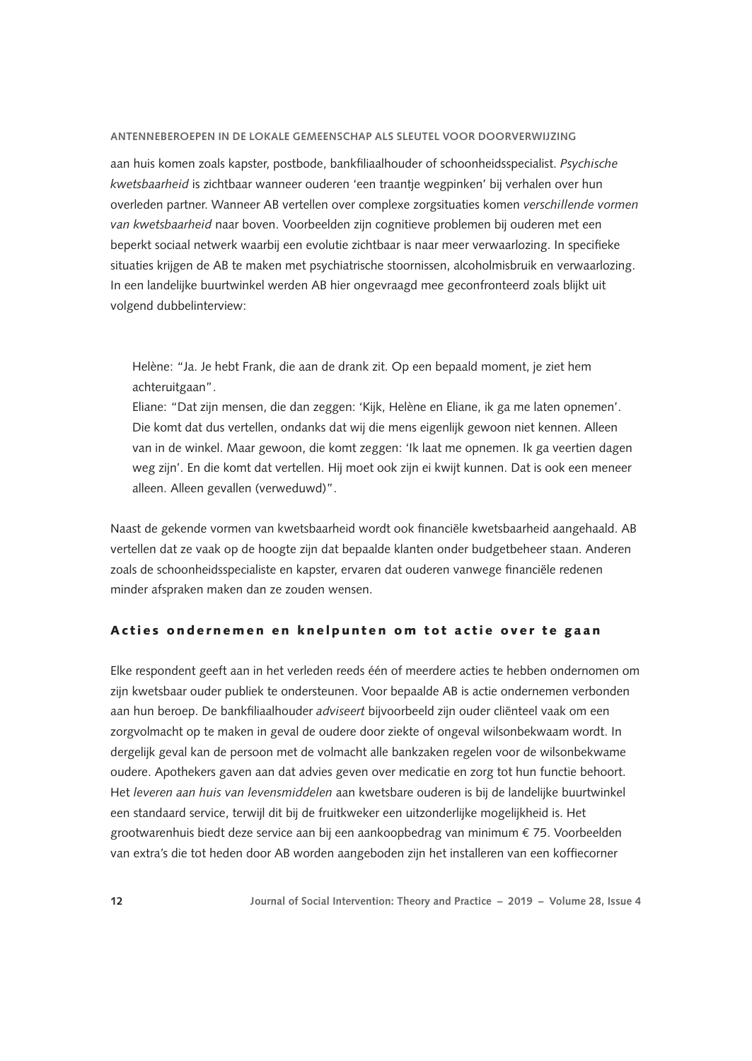aan huis komen zoals kapster, postbode, bankfiliaalhouder of schoonheidsspecialist. *Psychische kwetsbaarheid* is zichtbaar wanneer ouderen 'een traantje wegpinken' bij verhalen over hun overleden partner. Wanneer AB vertellen over complexe zorgsituaties komen *verschillende vormen van kwetsbaarheid* naar boven. Voorbeelden zijn cognitieve problemen bij ouderen met een beperkt sociaal netwerk waarbij een evolutie zichtbaar is naar meer verwaarlozing. In specifieke situaties krijgen de AB te maken met psychiatrische stoornissen, alcoholmisbruik en verwaarlozing. In een landelijke buurtwinkel werden AB hier ongevraagd mee geconfronteerd zoals blijkt uit volgend dubbelinterview:

> Helène: "Ja. Je hebt Frank, die aan de drank zit. Op een bepaald moment, je ziet hem achteruitgaan".
> Eliane: "Dat zijn mensen, die dan zeggen: 'Kijk, Helène en Eliane, ik ga me laten opnemen'. Die komt dat dus vertellen, ondanks dat wij die mens eigenlijk gewoon niet kennen. Alleen van in de winkel. Maar gewoon, die komt zeggen: 'Ik laat me opnemen. Ik ga veertien dagen weg zijn'. En die komt dat vertellen. Hij moet ook zijn ei kwijt kunnen. Dat is ook een meneer alleen. Alleen gevallen (verweduwd)".

Naast de gekende vormen van kwetsbaarheid wordt ook financiële kwetsbaarheid aangehaald. AB vertellen dat ze vaak op de hoogte zijn dat bepaalde klanten onder budgetbeheer staan. Anderen zoals de schoonheidsspecialiste en kapster, ervaren dat ouderen vanwege financiële redenen minder afspraken maken dan ze zouden wensen.

## Acties ondernemen en knelpunten om tot actie over te gaan

Elke respondent geeft aan in het verleden reeds één of meerdere acties te hebben ondernomen om zijn kwetsbaar ouder publiek te ondersteunen. Voor bepaalde AB is actie ondernemen verbonden aan hun beroep. De bankfiliaalhouder *adviseert* bijvoorbeeld zijn ouder cliënteel vaak om een zorgvolmacht op te maken in geval de oudere door ziekte of ongeval wilsonbekwaam wordt. In dergelijk geval kan de persoon met de volmacht alle bankzaken regelen voor de wilsonbekwame oudere. Apothekers gaven aan dat advies geven over medicatie en zorg tot hun functie behoort. Het *leveren aan huis van levensmiddelen* aan kwetsbare ouderen is bij de landelijke buurtwinkel een standaard service, terwijl dit bij de fruitkweker een uitzonderlijke mogelijkheid is. Het grootwarenhuis biedt deze service aan bij een aankoopbedrag van minimum € 75. Voorbeelden van extra's die tot heden door AB worden aangeboden zijn het installeren van een koffiecorner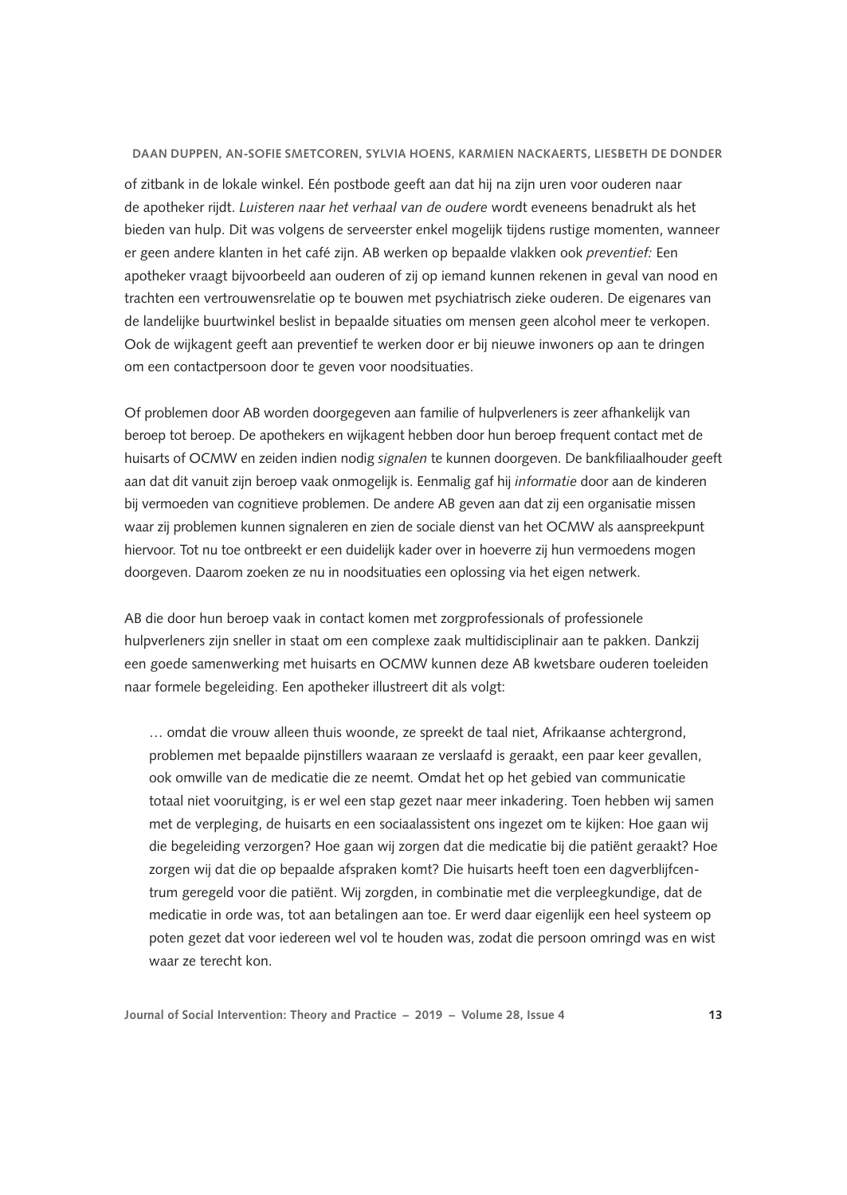of zitbank in de lokale winkel. Eén postbode geeft aan dat hij na zijn uren voor ouderen naar de apotheker rijdt. *Luisteren naar het verhaal van de oudere* wordt eveneens benadrukt als het bieden van hulp. Dit was volgens de serveerster enkel mogelijk tijdens rustige momenten, wanneer er geen andere klanten in het café zijn. AB werken op bepaalde vlakken ook *preventief:* Een apotheker vraagt bijvoorbeeld aan ouderen of zij op iemand kunnen rekenen in geval van nood en trachten een vertrouwensrelatie op te bouwen met psychiatrisch zieke ouderen. De eigenares van de landelijke buurtwinkel beslist in bepaalde situaties om mensen geen alcohol meer te verkopen. Ook de wijkagent geeft aan preventief te werken door er bij nieuwe inwoners op aan te dringen om een contactpersoon door te geven voor noodsituaties.

Of problemen door AB worden doorgegeven aan familie of hulpverleners is zeer afhankelijk van beroep tot beroep. De apothekers en wijkagent hebben door hun beroep frequent contact met de huisarts of OCMW en zeiden indien nodig *signalen* te kunnen doorgeven. De bankfiliaalhouder geeft aan dat dit vanuit zijn beroep vaak onmogelijk is. Eenmalig gaf hij *informatie* door aan de kinderen bij vermoeden van cognitieve problemen. De andere AB geven aan dat zij een organisatie missen waar zij problemen kunnen signaleren en zien de sociale dienst van het OCMW als aanspreekpunt hiervoor. Tot nu toe ontbreekt er een duidelijk kader over in hoeverre zij hun vermoedens mogen doorgeven. Daarom zoeken ze nu in noodsituaties een oplossing via het eigen netwerk.

AB die door hun beroep vaak in contact komen met zorgprofessionals of professionele hulpverleners zijn sneller in staat om een complexe zaak multidisciplinair aan te pakken. Dankzij een goede samenwerking met huisarts en OCMW kunnen deze AB kwetsbare ouderen toeleiden naar formele begeleiding. Een apotheker illustreert dit als volgt:

> … omdat die vrouw alleen thuis woonde, ze spreekt de taal niet, Afrikaanse achtergrond, problemen met bepaalde pijnstillers waaraan ze verslaafd is geraakt, een paar keer gevallen, ook omwille van de medicatie die ze neemt. Omdat het op het gebied van communicatie totaal niet vooruitging, is er wel een stap gezet naar meer inkadering. Toen hebben wij samen met de verpleging, de huisarts en een sociaalassistent ons ingezet om te kijken: Hoe gaan wij die begeleiding verzorgen? Hoe gaan wij zorgen dat die medicatie bij die patiënt geraakt? Hoe zorgen wij dat die op bepaalde afspraken komt? Die huisarts heeft toen een dagverblijfcentrum geregeld voor die patiënt. Wij zorgden, in combinatie met die verpleegkundige, dat de medicatie in orde was, tot aan betalingen aan toe. Er werd daar eigenlijk een heel systeem op poten gezet dat voor iedereen wel vol te houden was, zodat die persoon omringd was en wist waar ze terecht kon.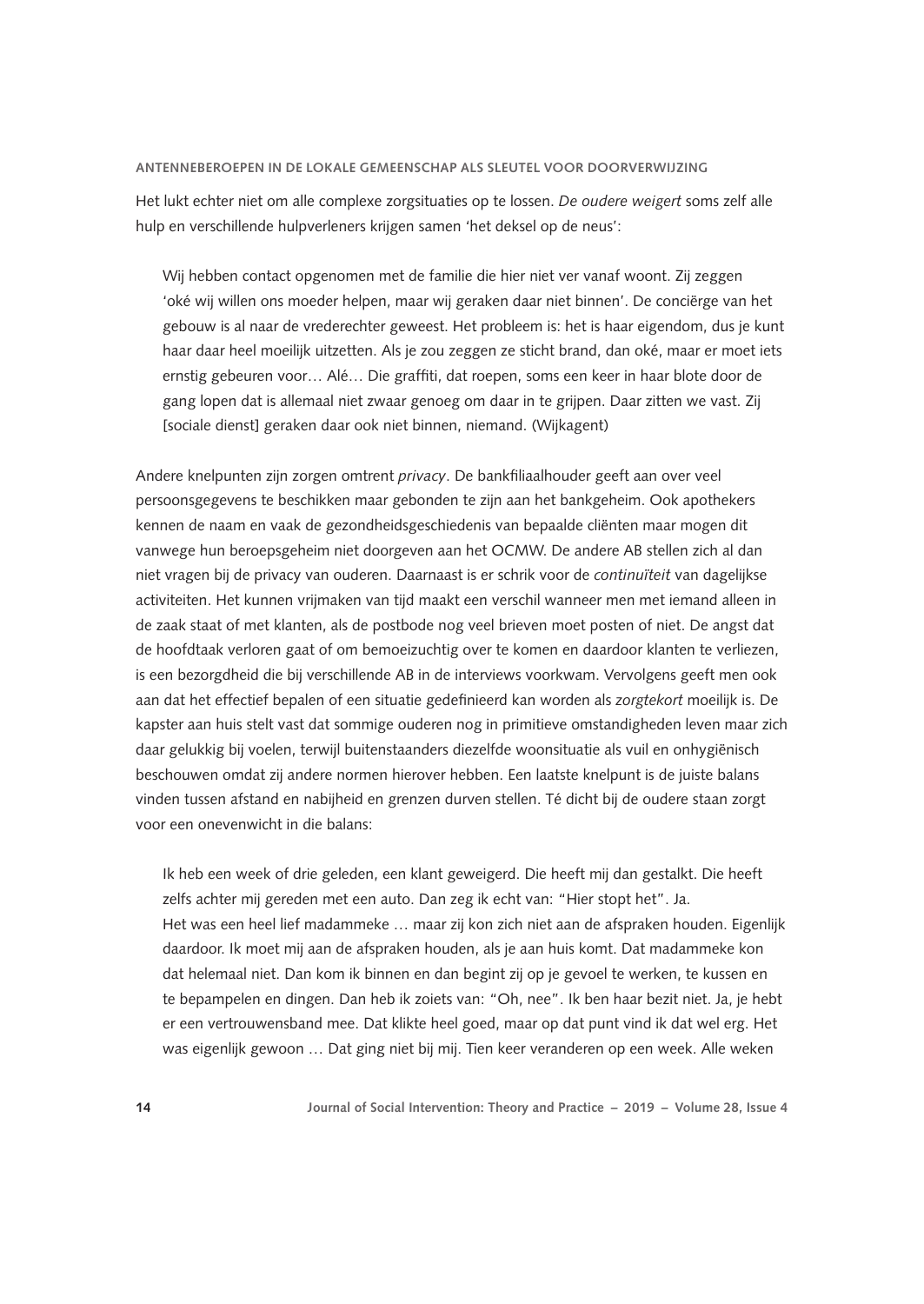## ANTENNEBEROEPEN IN DE LOKALE GEMEENSCHAP ALS SLEUTEL VOOR DOORVERWIJZING

Het lukt echter niet om alle complexe zorgsituaties op te lossen. *De oudere weigert* soms zelf alle hulp en verschillende hulpverleners krijgen samen 'het deksel op de neus':

> Wij hebben contact opgenomen met de familie die hier niet ver vanaf woont. Zij zeggen 'oké wij willen ons moeder helpen, maar wij geraken daar niet binnen'. De conciërge van het gebouw is al naar de vrederechter geweest. Het probleem is: het is haar eigendom, dus je kunt haar daar heel moeilijk uitzetten. Als je zou zeggen ze sticht brand, dan oké, maar er moet iets ernstig gebeuren voor… Alé… Die graffiti, dat roepen, soms een keer in haar blote door de gang lopen dat is allemaal niet zwaar genoeg om daar in te grijpen. Daar zitten we vast. Zij [sociale dienst] geraken daar ook niet binnen, niemand. (Wijkagent)

Andere knelpunten zijn zorgen omtrent *privacy*. De bankfiliaalhouder geeft aan over veel persoonsgegevens te beschikken maar gebonden te zijn aan het bankgeheim. Ook apothekers kennen de naam en vaak de gezondheidsgeschiedenis van bepaalde cliënten maar mogen dit vanwege hun beroepsgeheim niet doorgeven aan het OCMW. De andere AB stellen zich al dan niet vragen bij de privacy van ouderen. Daarnaast is er schrik voor de *continuïteit* van dagelijkse activiteiten. Het kunnen vrijmaken van tijd maakt een verschil wanneer men met iemand alleen in de zaak staat of met klanten, als de postbode nog veel brieven moet posten of niet. De angst dat de hoofdtaak verloren gaat of om bemoeizuchtig over te komen en daardoor klanten te verliezen, is een bezorgdheid die bij verschillende AB in de interviews voorkwam. Vervolgens geeft men ook aan dat het effectief bepalen of een situatie gedefinieerd kan worden als *zorgtekort* moeilijk is. De kapster aan huis stelt vast dat sommige ouderen nog in primitieve omstandigheden leven maar zich daar gelukkig bij voelen, terwijl buitenstaanders diezelfde woonsituatie als vuil en onhygiënisch beschouwen omdat zij andere normen hierover hebben. Een laatste knelpunt is de juiste balans vinden tussen afstand en nabijheid en grenzen durven stellen. Té dicht bij de oudere staan zorgt voor een onevenwicht in die balans:

> Ik heb een week of drie geleden, een klant geweigerd. Die heeft mij dan gestalkt. Die heeft zelfs achter mij gereden met een auto. Dan zeg ik echt van: "Hier stopt het". Ja.
> Het was een heel lief madammeke … maar zij kon zich niet aan de afspraken houden. Eigenlijk daardoor. Ik moet mij aan de afspraken houden, als je aan huis komt. Dat madammeke kon dat helemaal niet. Dan kom ik binnen en dan begint zij op je gevoel te werken, te kussen en te bepampelen en dingen. Dan heb ik zoiets van: "Oh, nee". Ik ben haar bezit niet. Ja, je hebt er een vertrouwensband mee. Dat klikte heel goed, maar op dat punt vind ik dat wel erg. Het was eigenlijk gewoon … Dat ging niet bij mij. Tien keer veranderen op een week. Alle weken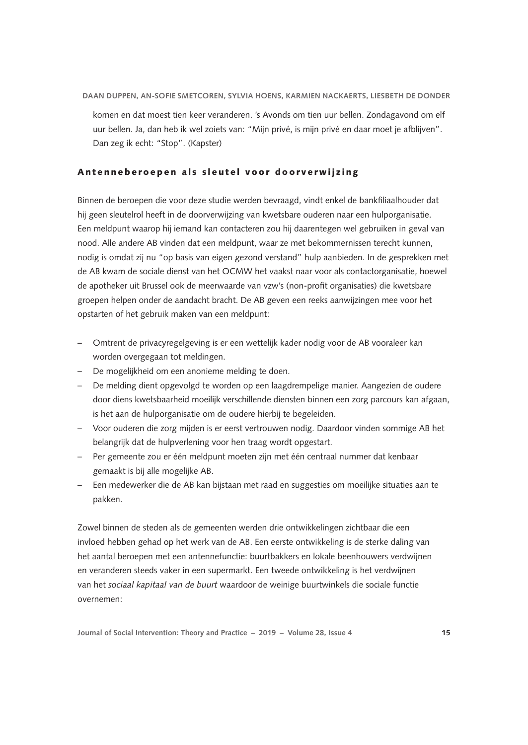komen en dat moest tien keer veranderen. 's Avonds om tien uur bellen. Zondagavond om elf uur bellen. Ja, dan heb ik wel zoiets van: "Mijn privé, is mijn privé en daar moet je afblijven". Dan zeg ik echt: "Stop". (Kapster)

## Antenneberoepen als sleutel voor doorverwijzing

Binnen de beroepen die voor deze studie werden bevraagd, vindt enkel de bankfiliaalhouder dat hij geen sleutelrol heeft in de doorverwijzing van kwetsbare ouderen naar een hulporganisatie. Een meldpunt waarop hij iemand kan contacteren zou hij daarentegen wel gebruiken in geval van nood. Alle andere AB vinden dat een meldpunt, waar ze met bekommernissen terecht kunnen, nodig is omdat zij nu "op basis van eigen gezond verstand" hulp aanbieden. In de gesprekken met de AB kwam de sociale dienst van het OCMW het vaakst naar voor als contactorganisatie, hoewel de apotheker uit Brussel ook de meerwaarde van vzw's (non-profit organisaties) die kwetsbare groepen helpen onder de aandacht bracht. De AB geven een reeks aanwijzingen mee voor het opstarten of het gebruik maken van een meldpunt:

- Omtrent de privacyregelgeving is er een wettelijk kader nodig voor de AB vooraleer kan worden overgegaan tot meldingen.
- De mogelijkheid om een anonieme melding te doen.
- De melding dient opgevolgd te worden op een laagdrempelige manier. Aangezien de oudere door diens kwetsbaarheid moeilijk verschillende diensten binnen een zorg parcours kan afgaan, is het aan de hulporganisatie om de oudere hierbij te begeleiden.
- Voor ouderen die zorg mijden is er eerst vertrouwen nodig. Daardoor vinden sommige AB het belangrijk dat de hulpverlening voor hen traag wordt opgestart.
- Per gemeente zou er één meldpunt moeten zijn met één centraal nummer dat kenbaar gemaakt is bij alle mogelijke AB.
- Een medewerker die de AB kan bijstaan met raad en suggesties om moeilijke situaties aan te pakken.

Zowel binnen de steden als de gemeenten werden drie ontwikkelingen zichtbaar die een invloed hebben gehad op het werk van de AB. Een eerste ontwikkeling is de sterke daling van het aantal beroepen met een antennefunctie: buurtbakkers en lokale beenhouwers verdwijnen en veranderen steeds vaker in een supermarkt. Een tweede ontwikkeling is het verdwijnen van het *sociaal kapitaal van de buurt* waardoor de weinige buurtwinkels die sociale functie overnemen: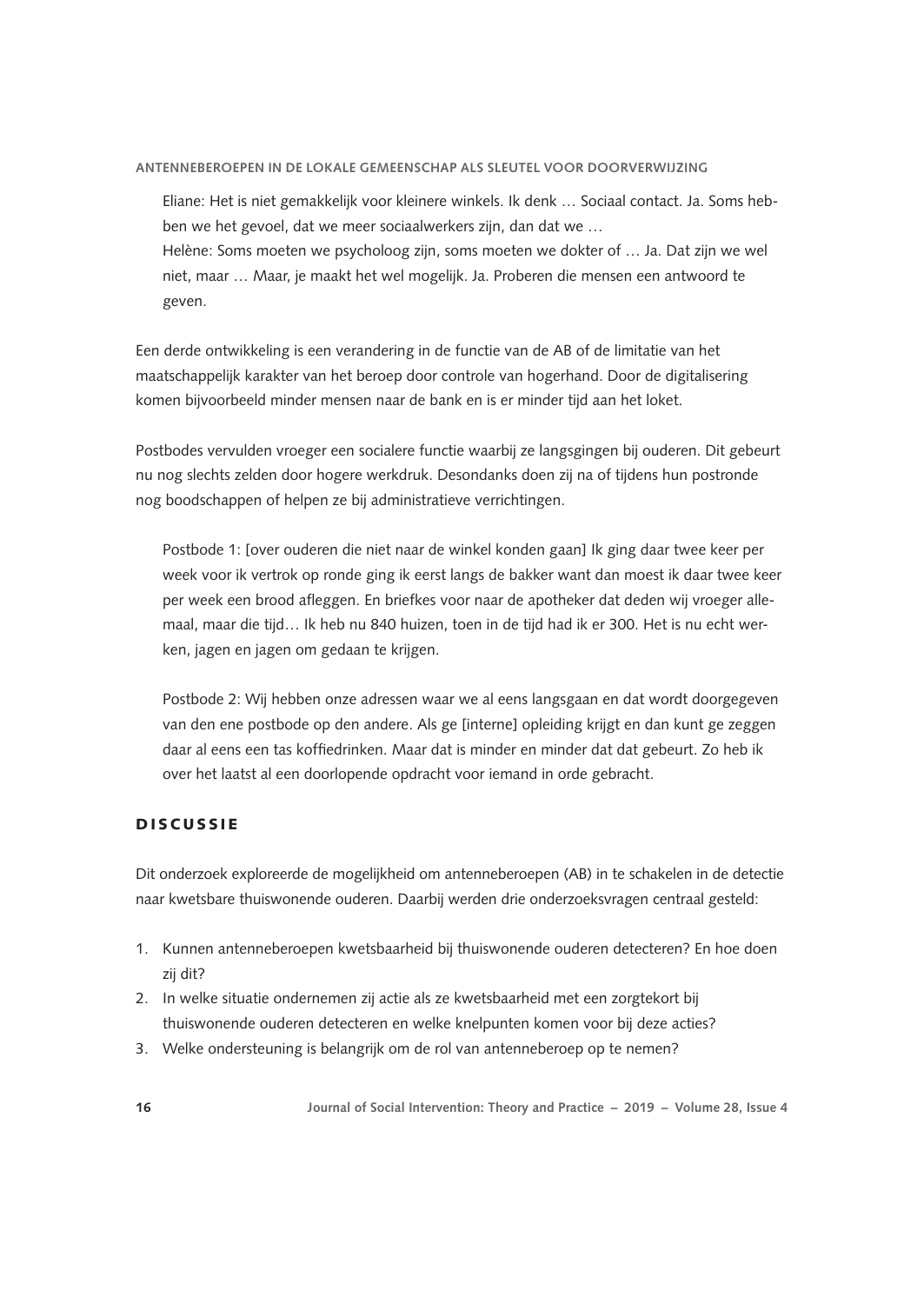> Eliane: Het is niet gemakkelijk voor kleinere winkels. Ik denk … Sociaal contact. Ja. Soms hebben we het gevoel, dat we meer sociaalwerkers zijn, dan dat we …
> Helène: Soms moeten we psycholoog zijn, soms moeten we dokter of … Ja. Dat zijn we wel niet, maar … Maar, je maakt het wel mogelijk. Ja. Proberen die mensen een antwoord te geven.

Een derde ontwikkeling is een verandering in de functie van de AB of de limitatie van het maatschappelijk karakter van het beroep door controle van hogerhand. Door de digitalisering komen bijvoorbeeld minder mensen naar de bank en is er minder tijd aan het loket.

Postbodes vervulden vroeger een socialere functie waarbij ze langsgingen bij ouderen. Dit gebeurt nu nog slechts zelden door hogere werkdruk. Desondanks doen zij na of tijdens hun postronde nog boodschappen of helpen ze bij administratieve verrichtingen.

> Postbode 1: [over ouderen die niet naar de winkel konden gaan] Ik ging daar twee keer per week voor ik vertrok op ronde ging ik eerst langs de bakker want dan moest ik daar twee keer per week een brood afleggen. En briefkes voor naar de apotheker dat deden wij vroeger allemaal, maar die tijd… Ik heb nu 840 huizen, toen in de tijd had ik er 300. Het is nu echt werken, jagen en jagen om gedaan te krijgen.

> Postbode 2: Wij hebben onze adressen waar we al eens langsgaan en dat wordt doorgegeven van den ene postbode op den andere. Als ge [interne] opleiding krijgt en dan kunt ge zeggen daar al eens een tas koffiedrinken. Maar dat is minder en minder dat dat gebeurt. Zo heb ik over het laatst al een doorlopende opdracht voor iemand in orde gebracht.

## Discussie

Dit onderzoek exploreerde de mogelijkheid om antenneberoepen (AB) in te schakelen in de detectie naar kwetsbare thuiswonende ouderen. Daarbij werden drie onderzoeksvragen centraal gesteld:

1. Kunnen antenneberoepen kwetsbaarheid bij thuiswonende ouderen detecteren? En hoe doen zij dit?
2. In welke situatie ondernemen zij actie als ze kwetsbaarheid met een zorgtekort bij thuiswonende ouderen detecteren en welke knelpunten komen voor bij deze acties?
3. Welke ondersteuning is belangrijk om de rol van antenneberoep op te nemen?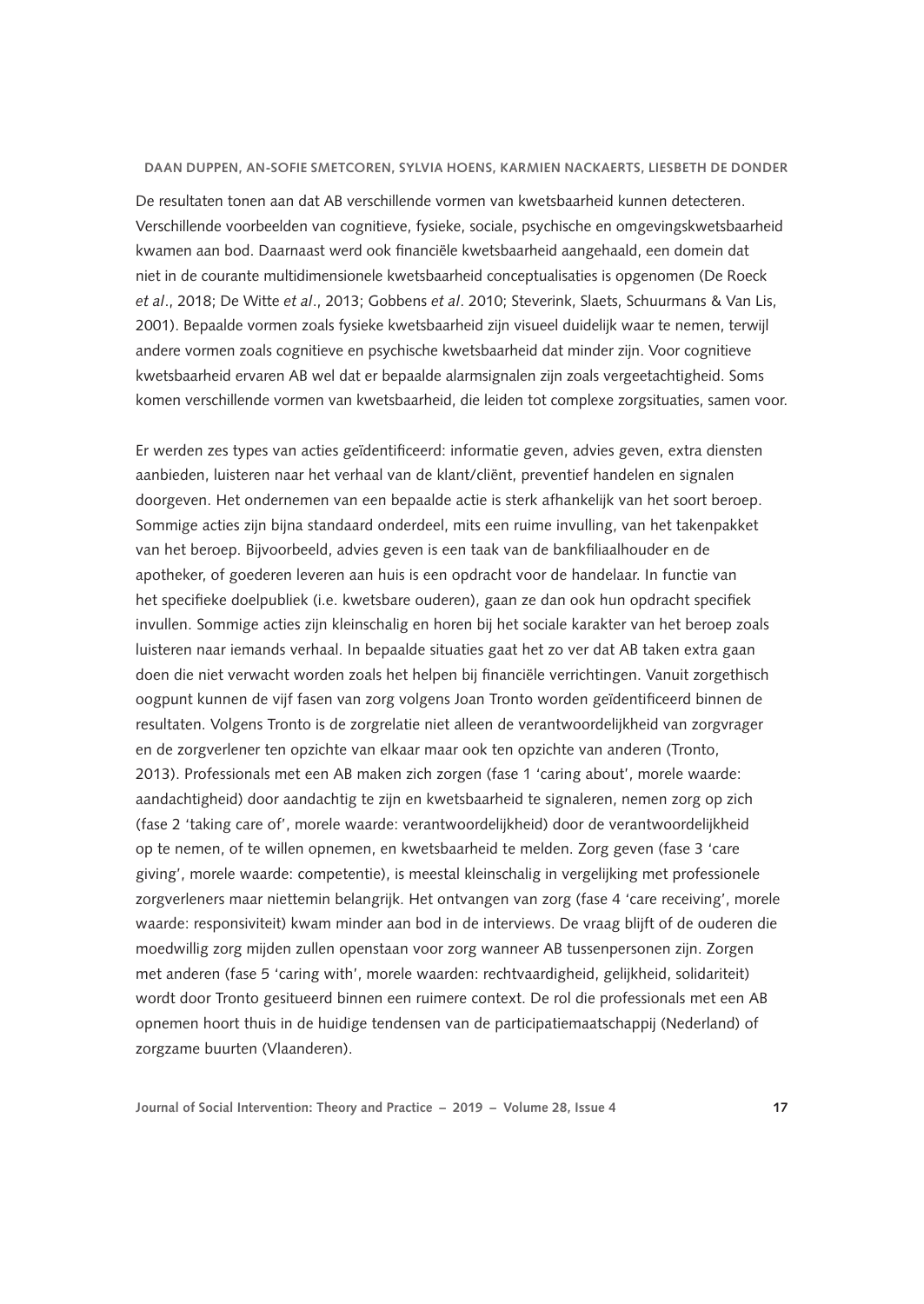De resultaten tonen aan dat AB verschillende vormen van kwetsbaarheid kunnen detecteren. Verschillende voorbeelden van cognitieve, fysieke, sociale, psychische en omgevingskwetsbaarheid kwamen aan bod. Daarnaast werd ook financiële kwetsbaarheid aangehaald, een domein dat niet in de courante multidimensionele kwetsbaarheid conceptualisaties is opgenomen (De Roeck *et al*., 2018; De Witte *et al*., 2013; Gobbens *et al*. 2010; Steverink, Slaets, Schuurmans & Van Lis, 2001). Bepaalde vormen zoals fysieke kwetsbaarheid zijn visueel duidelijk waar te nemen, terwijl andere vormen zoals cognitieve en psychische kwetsbaarheid dat minder zijn. Voor cognitieve kwetsbaarheid ervaren AB wel dat er bepaalde alarmsignalen zijn zoals vergeetachtigheid. Soms komen verschillende vormen van kwetsbaarheid, die leiden tot complexe zorgsituaties, samen voor.

Er werden zes types van acties geïdentificeerd: informatie geven, advies geven, extra diensten aanbieden, luisteren naar het verhaal van de klant/cliënt, preventief handelen en signalen doorgeven. Het ondernemen van een bepaalde actie is sterk afhankelijk van het soort beroep. Sommige acties zijn bijna standaard onderdeel, mits een ruime invulling, van het takenpakket van het beroep. Bijvoorbeeld, advies geven is een taak van de bankfiliaalhouder en de apotheker, of goederen leveren aan huis is een opdracht voor de handelaar. In functie van het specifieke doelpubliek (i.e. kwetsbare ouderen), gaan ze dan ook hun opdracht specifiek invullen. Sommige acties zijn kleinschalig en horen bij het sociale karakter van het beroep zoals luisteren naar iemands verhaal. In bepaalde situaties gaat het zo ver dat AB taken extra gaan doen die niet verwacht worden zoals het helpen bij financiële verrichtingen. Vanuit zorgethisch oogpunt kunnen de vijf fasen van zorg volgens Joan Tronto worden geïdentificeerd binnen de resultaten. Volgens Tronto is de zorgrelatie niet alleen de verantwoordelijkheid van zorgvrager en de zorgverlener ten opzichte van elkaar maar ook ten opzichte van anderen (Tronto, 2013). Professionals met een AB maken zich zorgen (fase 1 'caring about', morele waarde: aandachtigheid) door aandachtig te zijn en kwetsbaarheid te signaleren, nemen zorg op zich (fase 2 'taking care of', morele waarde: verantwoordelijkheid) door de verantwoordelijkheid op te nemen, of te willen opnemen, en kwetsbaarheid te melden. Zorg geven (fase 3 'care giving', morele waarde: competentie), is meestal kleinschalig in vergelijking met professionele zorgverleners maar niettemin belangrijk. Het ontvangen van zorg (fase 4 'care receiving', morele waarde: responsiviteit) kwam minder aan bod in de interviews. De vraag blijft of de ouderen die moedwillig zorg mijden zullen openstaan voor zorg wanneer AB tussenpersonen zijn. Zorgen met anderen (fase 5 'caring with', morele waarden: rechtvaardigheid, gelijkheid, solidariteit) wordt door Tronto gesitueerd binnen een ruimere context. De rol die professionals met een AB opnemen hoort thuis in de huidige tendensen van de participatiemaatschappij (Nederland) of zorgzame buurten (Vlaanderen).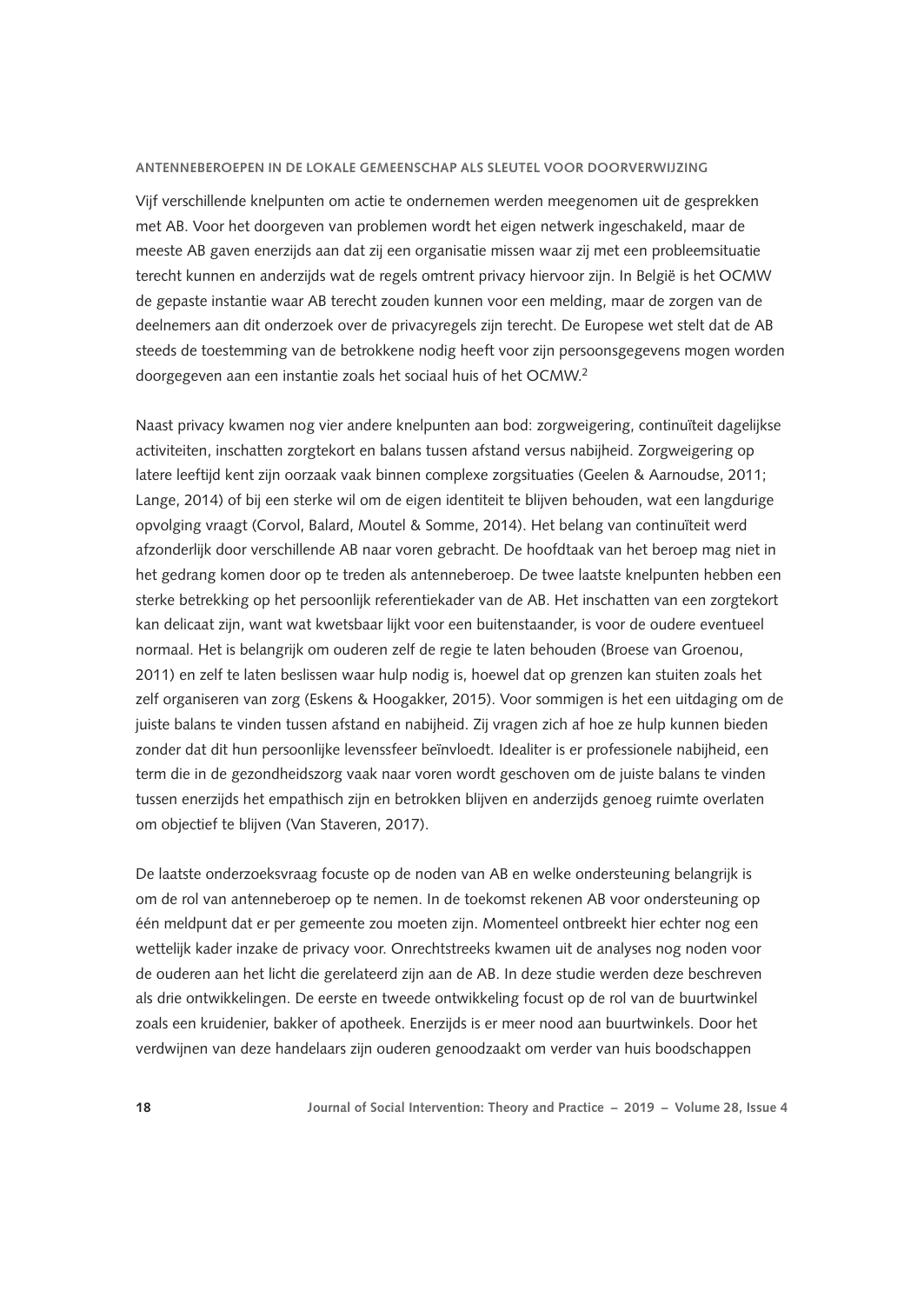### ANTENNEBEROEPEN IN DE LOKALE GEMEENSCHAP ALS SLEUTEL VOOR DOORVERWIJZING

Vijf verschillende knelpunten om actie te ondernemen werden meegenomen uit de gesprekken met AB. Voor het doorgeven van problemen wordt het eigen netwerk ingeschakeld, maar de meeste AB gaven enerzijds aan dat zij een organisatie missen waar zij met een probleemsituatie terecht kunnen en anderzijds wat de regels omtrent privacy hiervoor zijn. In België is het OCMW de gepaste instantie waar AB terecht zouden kunnen voor een melding, maar de zorgen van de deelnemers aan dit onderzoek over de privacyregels zijn terecht. De Europese wet stelt dat de AB steeds de toestemming van de betrokkene nodig heeft voor zijn persoonsgegevens mogen worden doorgegeven aan een instantie zoals het sociaal huis of het OCMW.[2]

Naast privacy kwamen nog vier andere knelpunten aan bod: zorgweigering, continuïteit dagelijkse activiteiten, inschatten zorgtekort en balans tussen afstand versus nabijheid. Zorgweigering op latere leeftijd kent zijn oorzaak vaak binnen complexe zorgsituaties (Geelen & Aarnoudse, 2011; Lange, 2014) of bij een sterke wil om de eigen identiteit te blijven behouden, wat een langdurige opvolging vraagt (Corvol, Balard, Moutel & Somme, 2014). Het belang van continuïteit werd afzonderlijk door verschillende AB naar voren gebracht. De hoofdtaak van het beroep mag niet in het gedrang komen door op te treden als antenneberoep. De twee laatste knelpunten hebben een sterke betrekking op het persoonlijk referentiekader van de AB. Het inschatten van een zorgtekort kan delicaat zijn, want wat kwetsbaar lijkt voor een buitenstaander, is voor de oudere eventueel normaal. Het is belangrijk om ouderen zelf de regie te laten behouden (Broese van Groenou, 2011) en zelf te laten beslissen waar hulp nodig is, hoewel dat op grenzen kan stuiten zoals het zelf organiseren van zorg (Eskens & Hoogakker, 2015). Voor sommigen is het een uitdaging om de juiste balans te vinden tussen afstand en nabijheid. Zij vragen zich af hoe ze hulp kunnen bieden zonder dat dit hun persoonlijke levenssfeer beïnvloedt. Idealiter is er professionele nabijheid, een term die in de gezondheidszorg vaak naar voren wordt geschoven om de juiste balans te vinden tussen enerzijds het empathisch zijn en betrokken blijven en anderzijds genoeg ruimte overlaten om objectief te blijven (Van Staveren, 2017).

De laatste onderzoeksvraag focuste op de noden van AB en welke ondersteuning belangrijk is om de rol van antenneberoep op te nemen. In de toekomst rekenen AB voor ondersteuning op één meldpunt dat er per gemeente zou moeten zijn. Momenteel ontbreekt hier echter nog een wettelijk kader inzake de privacy voor. Onrechtstreeks kwamen uit de analyses nog noden voor de ouderen aan het licht die gerelateerd zijn aan de AB. In deze studie werden deze beschreven als drie ontwikkelingen. De eerste en tweede ontwikkeling focust op de rol van de buurtwinkel zoals een kruidenier, bakker of apotheek. Enerzijds is er meer nood aan buurtwinkels. Door het verdwijnen van deze handelaars zijn ouderen genoodzaakt om verder van huis boodschappen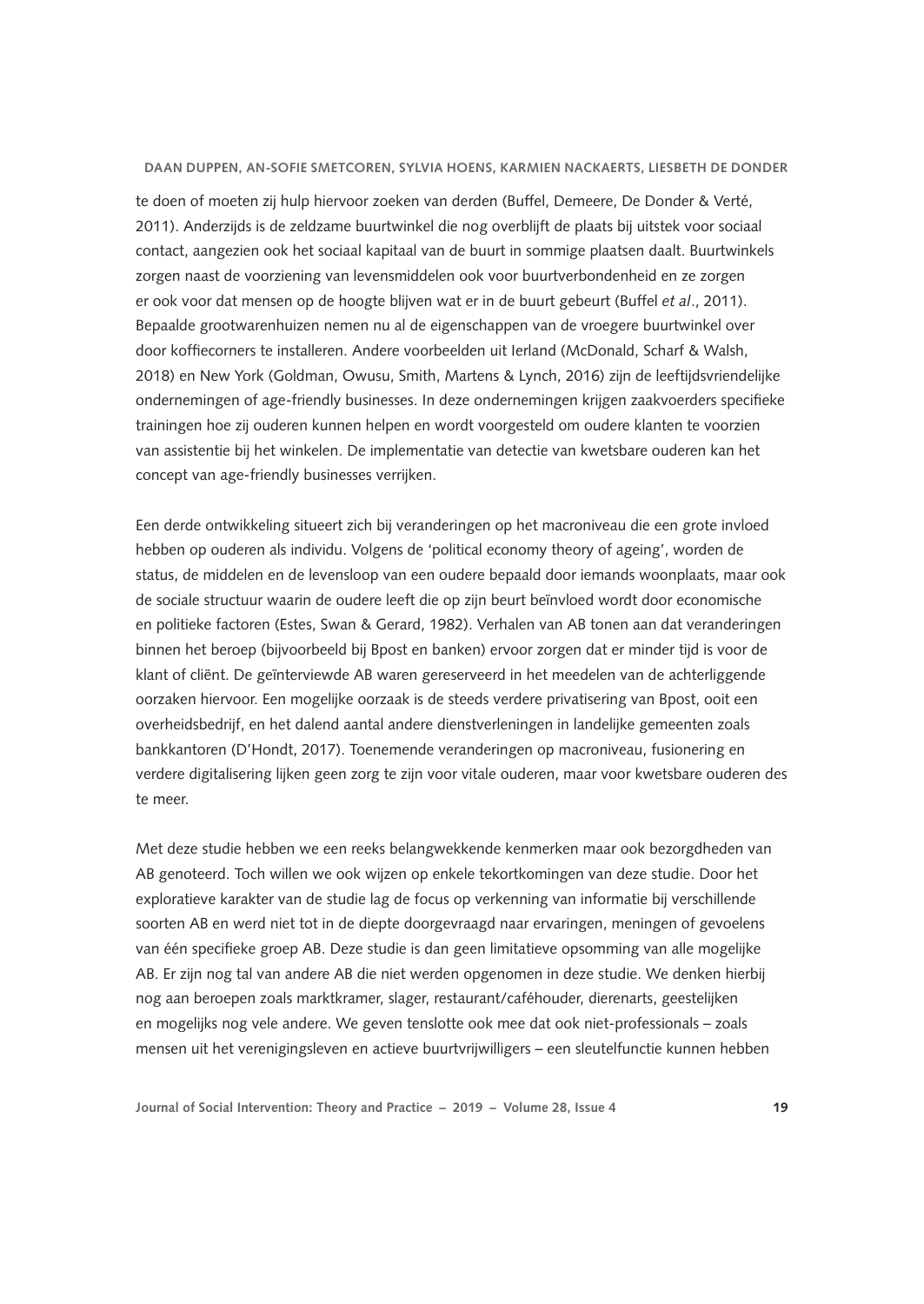te doen of moeten zij hulp hiervoor zoeken van derden (Buffel, Demeere, De Donder & Verté, 2011). Anderzijds is de zeldzame buurtwinkel die nog overblijft de plaats bij uitstek voor sociaal contact, aangezien ook het sociaal kapitaal van de buurt in sommige plaatsen daalt. Buurtwinkels zorgen naast de voorziening van levensmiddelen ook voor buurtverbondenheid en ze zorgen er ook voor dat mensen op de hoogte blijven wat er in de buurt gebeurt (Buffel *et al*., 2011). Bepaalde grootwarenhuizen nemen nu al de eigenschappen van de vroegere buurtwinkel over door koffiecorners te installeren. Andere voorbeelden uit Ierland (McDonald, Scharf & Walsh, 2018) en New York (Goldman, Owusu, Smith, Martens & Lynch, 2016) zijn de leeftijdsvriendelijke ondernemingen of age-friendly businesses. In deze ondernemingen krijgen zaakvoerders specifieke trainingen hoe zij ouderen kunnen helpen en wordt voorgesteld om oudere klanten te voorzien van assistentie bij het winkelen. De implementatie van detectie van kwetsbare ouderen kan het concept van age-friendly businesses verrijken.

Een derde ontwikkeling situeert zich bij veranderingen op het macroniveau die een grote invloed hebben op ouderen als individu. Volgens de 'political economy theory of ageing', worden de status, de middelen en de levensloop van een oudere bepaald door iemands woonplaats, maar ook de sociale structuur waarin de oudere leeft die op zijn beurt beïnvloed wordt door economische en politieke factoren (Estes, Swan & Gerard, 1982). Verhalen van AB tonen aan dat veranderingen binnen het beroep (bijvoorbeeld bij Bpost en banken) ervoor zorgen dat er minder tijd is voor de klant of cliënt. De geïnterviewde AB waren gereserveerd in het meedelen van de achterliggende oorzaken hiervoor. Een mogelijke oorzaak is de steeds verdere privatisering van Bpost, ooit een overheidsbedrijf, en het dalend aantal andere dienstverleningen in landelijke gemeenten zoals bankkantoren (D'Hondt, 2017). Toenemende veranderingen op macroniveau, fusionering en verdere digitalisering lijken geen zorg te zijn voor vitale ouderen, maar voor kwetsbare ouderen des te meer.

Met deze studie hebben we een reeks belangwekkende kenmerken maar ook bezorgdheden van AB genoteerd. Toch willen we ook wijzen op enkele tekortkomingen van deze studie. Door het exploratieve karakter van de studie lag de focus op verkenning van informatie bij verschillende soorten AB en werd niet tot in de diepte doorgevraagd naar ervaringen, meningen of gevoelens van één specifieke groep AB. Deze studie is dan geen limitatieve opsomming van alle mogelijke AB. Er zijn nog tal van andere AB die niet werden opgenomen in deze studie. We denken hierbij nog aan beroepen zoals marktkramer, slager, restaurant/caféhouder, dierenarts, geestelijken en mogelijks nog vele andere. We geven tenslotte ook mee dat ook niet-professionals – zoals mensen uit het verenigingsleven en actieve buurtvrijwilligers – een sleutelfunctie kunnen hebben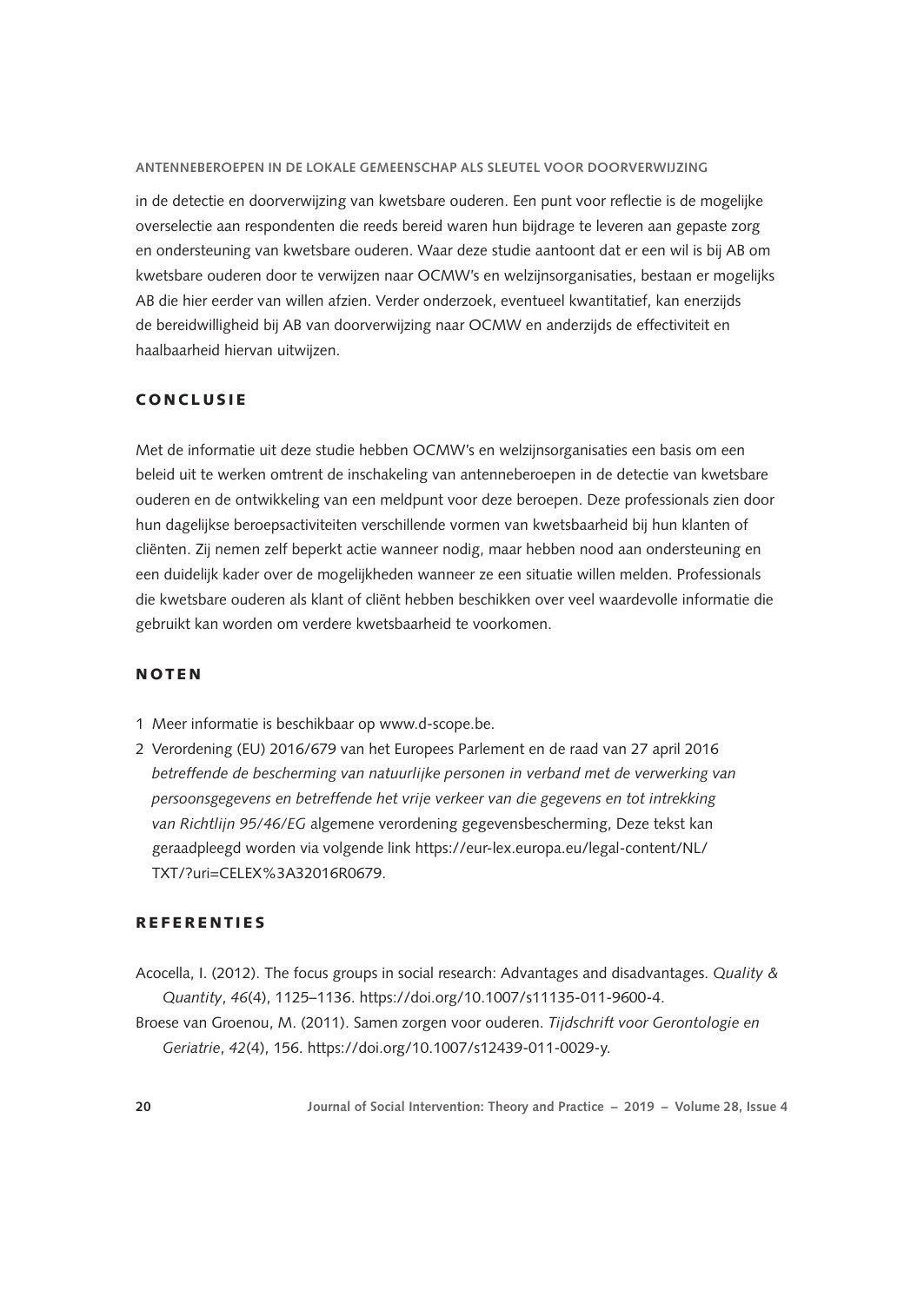in de detectie en doorverwijzing van kwetsbare ouderen. Een punt voor reflectie is de mogelijke overselectie aan respondenten die reeds bereid waren hun bijdrage te leveren aan gepaste zorg en ondersteuning van kwetsbare ouderen. Waar deze studie aantoont dat er een wil is bij AB om kwetsbare ouderen door te verwijzen naar OCMW's en welzijnsorganisaties, bestaan er mogelijks AB die hier eerder van willen afzien. Verder onderzoek, eventueel kwantitatief, kan enerzijds de bereidwilligheid bij AB van doorverwijzing naar OCMW en anderzijds de effectiviteit en haalbaarheid hiervan uitwijzen.

## CONCLUSIE

Met de informatie uit deze studie hebben OCMW's en welzijnsorganisaties een basis om een beleid uit te werken omtrent de inschakeling van antenneberoepen in de detectie van kwetsbare ouderen en de ontwikkeling van een meldpunt voor deze beroepen. Deze professionals zien door hun dagelijkse beroepsactiviteiten verschillende vormen van kwetsbaarheid bij hun klanten of cliënten. Zij nemen zelf beperkt actie wanneer nodig, maar hebben nood aan ondersteuning en een duidelijk kader over de mogelijkheden wanneer ze een situatie willen melden. Professionals die kwetsbare ouderen als klant of cliënt hebben beschikken over veel waardevolle informatie die gebruikt kan worden om verdere kwetsbaarheid te voorkomen.

## NOTEN

1. Meer informatie is beschikbaar op www.d-scope.be.
2. Verordening (EU) 2016/679 van het Europees Parlement en de raad van 27 april 2016 *betreffende de bescherming van natuurlijke personen in verband met de verwerking van persoonsgegevens en betreffende het vrije verkeer van die gegevens en tot intrekking van Richtlijn 95/46/EG* algemene verordening gegevensbescherming, Deze tekst kan geraadpleegd worden via volgende link https://eur-lex.europa.eu/legal-content/NL/TXT/?uri=CELEX%3A32016R0679.

## REFERENTIES

Acocella, I. (2012). The focus groups in social research: Advantages and disadvantages. *Quality & Quantity*, *46*(4), 1125–1136. https://doi.org/10.1007/s11135-011-9600-4.

Broese van Groenou, M. (2011). Samen zorgen voor ouderen. *Tijdschrift voor Gerontologie en Geriatrie*, *42*(4), 156. https://doi.org/10.1007/s12439-011-0029-y.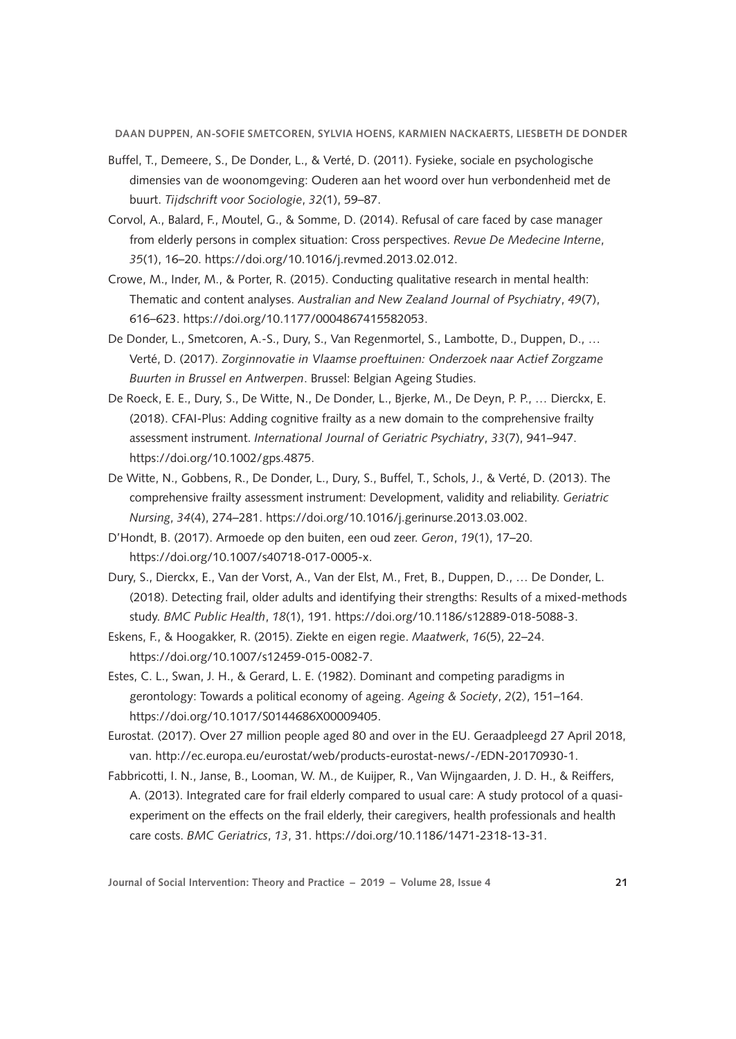Buffel, T., Demeere, S., De Donder, L., & Verté, D. (2011). Fysieke, sociale en psychologische dimensies van de woonomgeving: Ouderen aan het woord over hun verbondenheid met de buurt. *Tijdschrift voor Sociologie*, *32*(1), 59–87.

Corvol, A., Balard, F., Moutel, G., & Somme, D. (2014). Refusal of care faced by case manager from elderly persons in complex situation: Cross perspectives. *Revue De Medecine Interne*, *35*(1), 16–20. https://doi.org/10.1016/j.revmed.2013.02.012.

Crowe, M., Inder, M., & Porter, R. (2015). Conducting qualitative research in mental health: Thematic and content analyses. *Australian and New Zealand Journal of Psychiatry*, *49*(7), 616–623. https://doi.org/10.1177/0004867415582053.

De Donder, L., Smetcoren, A.-S., Dury, S., Van Regenmortel, S., Lambotte, D., Duppen, D., … Verté, D. (2017). *Zorginnovatie in Vlaamse proeftuinen: Onderzoek naar Actief Zorgzame Buurten in Brussel en Antwerpen*. Brussel: Belgian Ageing Studies.

De Roeck, E. E., Dury, S., De Witte, N., De Donder, L., Bjerke, M., De Deyn, P. P., … Dierckx, E. (2018). CFAI-Plus: Adding cognitive frailty as a new domain to the comprehensive frailty assessment instrument. *International Journal of Geriatric Psychiatry*, *33*(7), 941–947. https://doi.org/10.1002/gps.4875.

De Witte, N., Gobbens, R., De Donder, L., Dury, S., Buffel, T., Schols, J., & Verté, D. (2013). The comprehensive frailty assessment instrument: Development, validity and reliability. *Geriatric Nursing*, *34*(4), 274–281. https://doi.org/10.1016/j.gerinurse.2013.03.002.

D'Hondt, B. (2017). Armoede op den buiten, een oud zeer. *Geron*, *19*(1), 17–20. https://doi.org/10.1007/s40718-017-0005-x.

Dury, S., Dierckx, E., Van der Vorst, A., Van der Elst, M., Fret, B., Duppen, D., … De Donder, L. (2018). Detecting frail, older adults and identifying their strengths: Results of a mixed-methods study. *BMC Public Health*, *18*(1), 191. https://doi.org/10.1186/s12889-018-5088-3.

Eskens, F., & Hoogakker, R. (2015). Ziekte en eigen regie. *Maatwerk*, *16*(5), 22–24. https://doi.org/10.1007/s12459-015-0082-7.

Estes, C. L., Swan, J. H., & Gerard, L. E. (1982). Dominant and competing paradigms in gerontology: Towards a political economy of ageing. *Ageing & Society*, *2*(2), 151–164. https://doi.org/10.1017/S0144686X00009405.

Eurostat. (2017). Over 27 million people aged 80 and over in the EU. Geraadpleegd 27 April 2018, van. http://ec.europa.eu/eurostat/web/products-eurostat-news/-/EDN-20170930-1.

Fabbricotti, I. N., Janse, B., Looman, W. M., de Kuijper, R., Van Wijngaarden, J. D. H., & Reiffers, A. (2013). Integrated care for frail elderly compared to usual care: A study protocol of a quasi-experiment on the effects on the frail elderly, their caregivers, health professionals and health care costs. *BMC Geriatrics*, *13*, 31. https://doi.org/10.1186/1471-2318-13-31.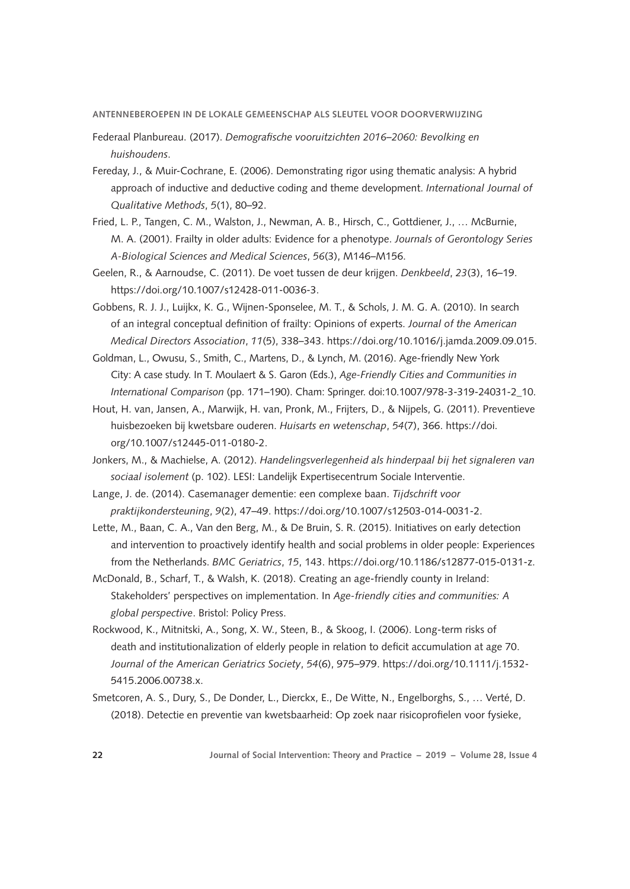Federaal Planbureau. (2017). *Demografische vooruitzichten 2016–2060: Bevolking en huishoudens*.

Fereday, J., & Muir-Cochrane, E. (2006). Demonstrating rigor using thematic analysis: A hybrid approach of inductive and deductive coding and theme development. *International Journal of Qualitative Methods*, *5*(1), 80–92.

Fried, L. P., Tangen, C. M., Walston, J., Newman, A. B., Hirsch, C., Gottdiener, J., … McBurnie, M. A. (2001). Frailty in older adults: Evidence for a phenotype. *Journals of Gerontology Series A-Biological Sciences and Medical Sciences*, *56*(3), M146–M156.

Geelen, R., & Aarnoudse, C. (2011). De voet tussen de deur krijgen. *Denkbeeld*, *23*(3), 16–19. https://doi.org/10.1007/s12428-011-0036-3.

Gobbens, R. J. J., Luijkx, K. G., Wijnen-Sponselee, M. T., & Schols, J. M. G. A. (2010). In search of an integral conceptual definition of frailty: Opinions of experts. *Journal of the American Medical Directors Association*, *11*(5), 338–343. https://doi.org/10.1016/j.jamda.2009.09.015.

Goldman, L., Owusu, S., Smith, C., Martens, D., & Lynch, M. (2016). Age-friendly New York City: A case study. In T. Moulaert & S. Garon (Eds.), *Age-Friendly Cities and Communities in International Comparison* (pp. 171–190). Cham: Springer. doi:10.1007/978-3-319-24031-2_10.

Hout, H. van, Jansen, A., Marwijk, H. van, Pronk, M., Frijters, D., & Nijpels, G. (2011). Preventieve huisbezoeken bij kwetsbare ouderen. *Huisarts en wetenschap*, *54*(7), 366. https://doi.org/10.1007/s12445-011-0180-2.

Jonkers, M., & Machielse, A. (2012). *Handelingsverlegenheid als hinderpaal bij het signaleren van sociaal isolement* (p. 102). LESI: Landelijk Expertisecentrum Sociale Interventie.

Lange, J. de. (2014). Casemanager dementie: een complexe baan. *Tijdschrift voor praktijkondersteuning*, *9*(2), 47–49. https://doi.org/10.1007/s12503-014-0031-2.

Lette, M., Baan, C. A., Van den Berg, M., & De Bruin, S. R. (2015). Initiatives on early detection and intervention to proactively identify health and social problems in older people: Experiences from the Netherlands. *BMC Geriatrics*, *15*, 143. https://doi.org/10.1186/s12877-015-0131-z.

McDonald, B., Scharf, T., & Walsh, K. (2018). Creating an age-friendly county in Ireland: Stakeholders' perspectives on implementation. In *Age-friendly cities and communities: A global perspective*. Bristol: Policy Press.

Rockwood, K., Mitnitski, A., Song, X. W., Steen, B., & Skoog, I. (2006). Long-term risks of death and institutionalization of elderly people in relation to deficit accumulation at age 70. *Journal of the American Geriatrics Society*, *54*(6), 975–979. https://doi.org/10.1111/j.1532-5415.2006.00738.x.

Smetcoren, A. S., Dury, S., De Donder, L., Dierckx, E., De Witte, N., Engelborghs, S., … Verté, D. (2018). Detectie en preventie van kwetsbaarheid: Op zoek naar risicoprofielen voor fysieke,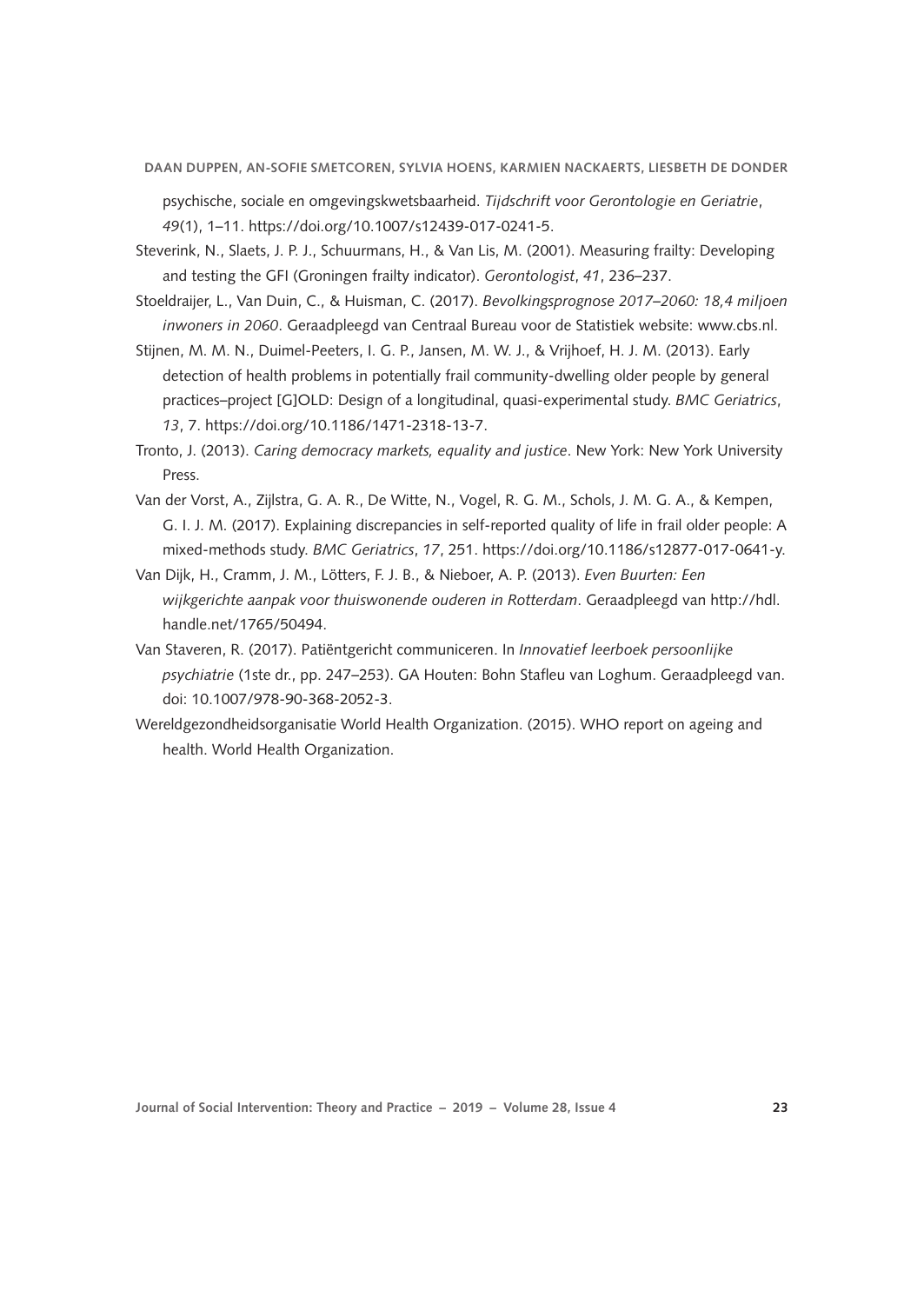psychische, sociale en omgevingskwetsbaarheid. *Tijdschrift voor Gerontologie en Geriatrie*, *49*(1), 1–11. https://doi.org/10.1007/s12439-017-0241-5.

Steverink, N., Slaets, J. P. J., Schuurmans, H., & Van Lis, M. (2001). Measuring frailty: Developing and testing the GFI (Groningen frailty indicator). *Gerontologist*, *41*, 236–237.

Stoeldraijer, L., Van Duin, C., & Huisman, C. (2017). *Bevolkingsprognose 2017–2060: 18,4 miljoen inwoners in 2060*. Geraadpleegd van Centraal Bureau voor de Statistiek website: www.cbs.nl.

Stijnen, M. M. N., Duimel-Peeters, I. G. P., Jansen, M. W. J., & Vrijhoef, H. J. M. (2013). Early detection of health problems in potentially frail community-dwelling older people by general practices–project [G]OLD: Design of a longitudinal, quasi-experimental study. *BMC Geriatrics*, *13*, 7. https://doi.org/10.1186/1471-2318-13-7.

Tronto, J. (2013). *Caring democracy markets, equality and justice*. New York: New York University Press.

Van der Vorst, A., Zijlstra, G. A. R., De Witte, N., Vogel, R. G. M., Schols, J. M. G. A., & Kempen, G. I. J. M. (2017). Explaining discrepancies in self-reported quality of life in frail older people: A mixed-methods study. *BMC Geriatrics*, *17*, 251. https://doi.org/10.1186/s12877-017-0641-y.

Van Dijk, H., Cramm, J. M., Lötters, F. J. B., & Nieboer, A. P. (2013). *Even Buurten: Een wijkgerichte aanpak voor thuiswonende ouderen in Rotterdam*. Geraadpleegd van http://hdl.handle.net/1765/50494.

Van Staveren, R. (2017). Patiëntgericht communiceren. In *Innovatief leerboek persoonlijke psychiatrie* (1ste dr., pp. 247–253). GA Houten: Bohn Stafleu van Loghum. Geraadpleegd van. doi: 10.1007/978-90-368-2052-3.

Wereldgezondheidsorganisatie World Health Organization. (2015). WHO report on ageing and health. World Health Organization.